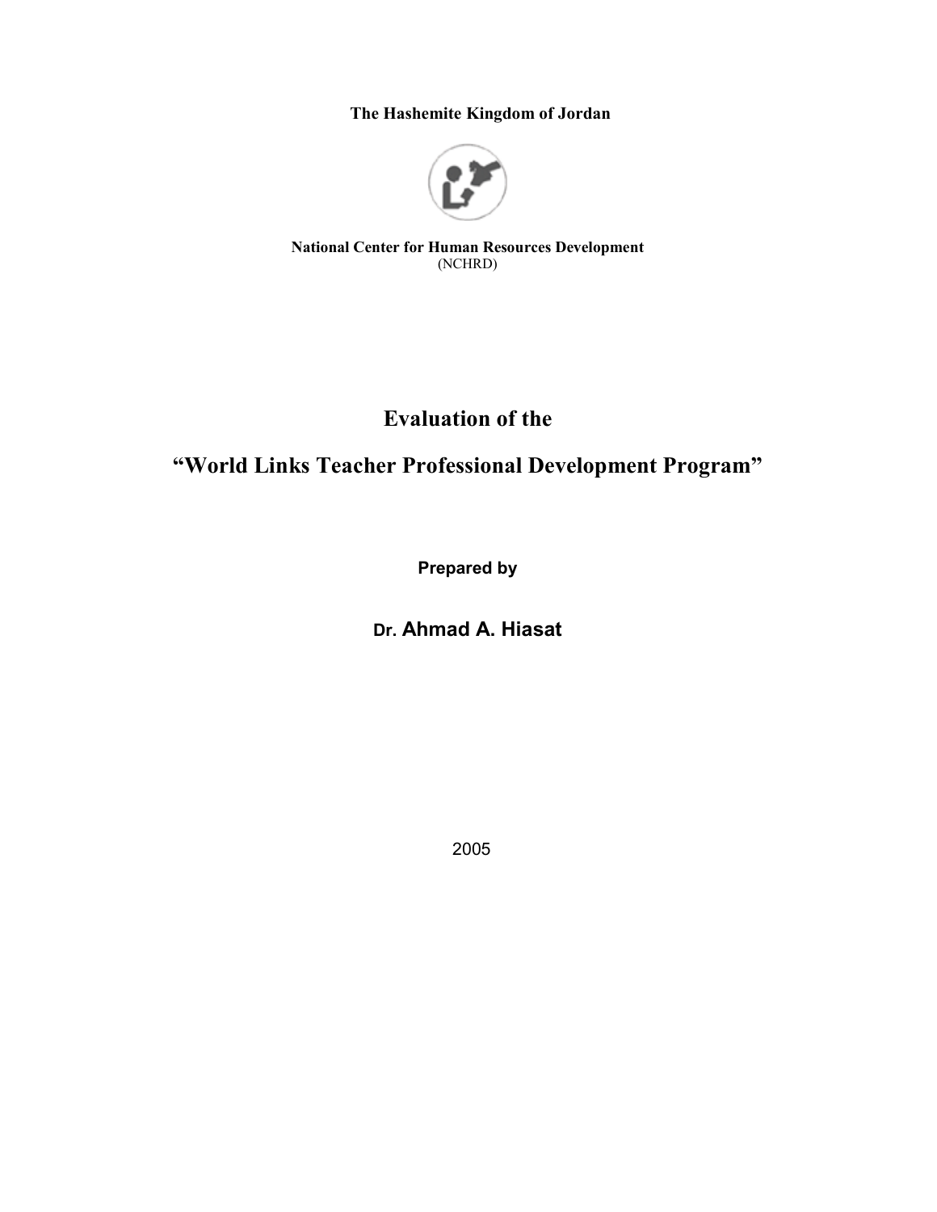**The Hashemite Kingdom of Jordan**

**National Center for Human Resources Development**
(NCHRD)

# Evaluation of the

# "World Links Teacher Professional Development Program"

**Prepared by**

**Dr. Ahmad A. Hiasat**

2005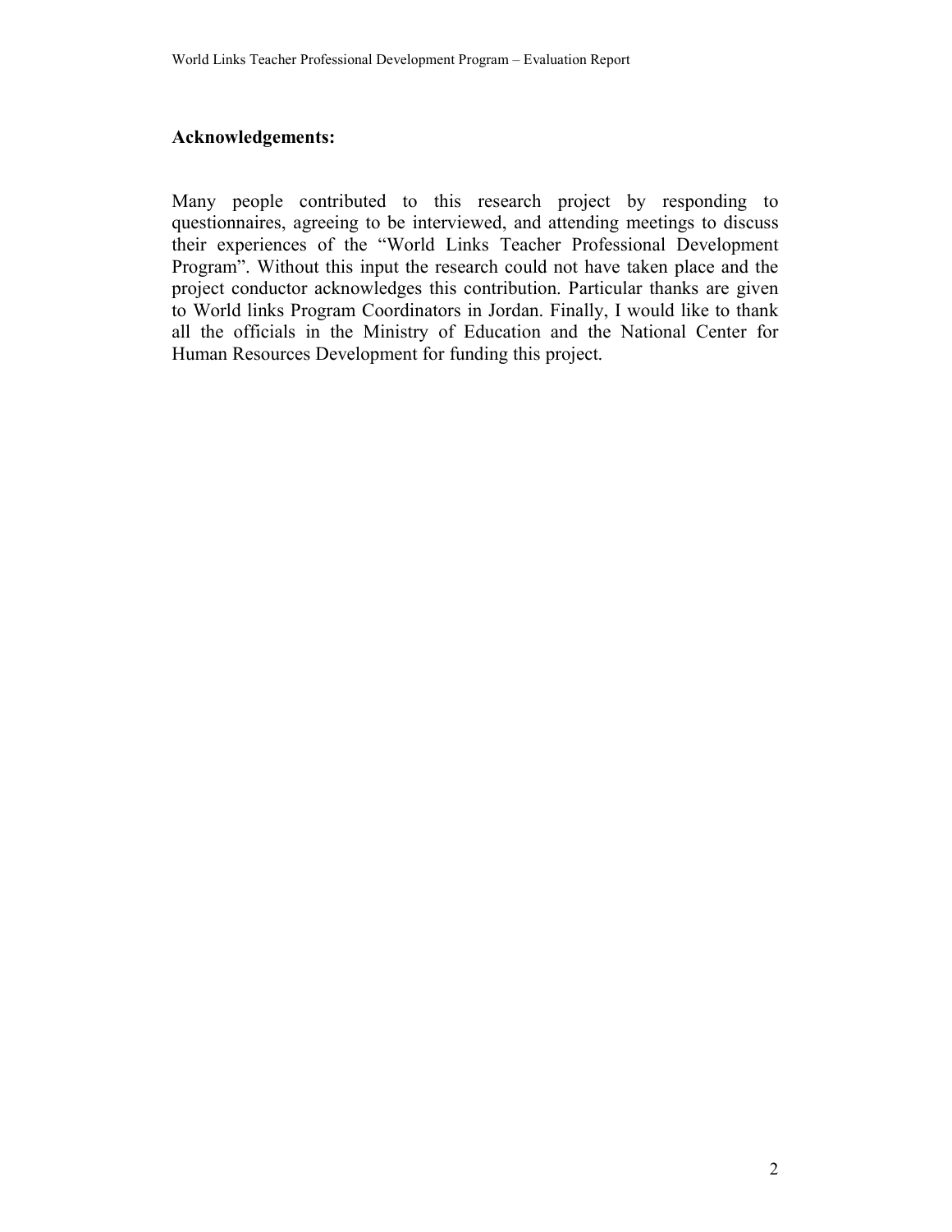## Acknowledgements:

Many people contributed to this research project by responding to questionnaires, agreeing to be interviewed, and attending meetings to discuss their experiences of the "World Links Teacher Professional Development Program". Without this input the research could not have taken place and the project conductor acknowledges this contribution. Particular thanks are given to World links Program Coordinators in Jordan. Finally, I would like to thank all the officials in the Ministry of Education and the National Center for Human Resources Development for funding this project.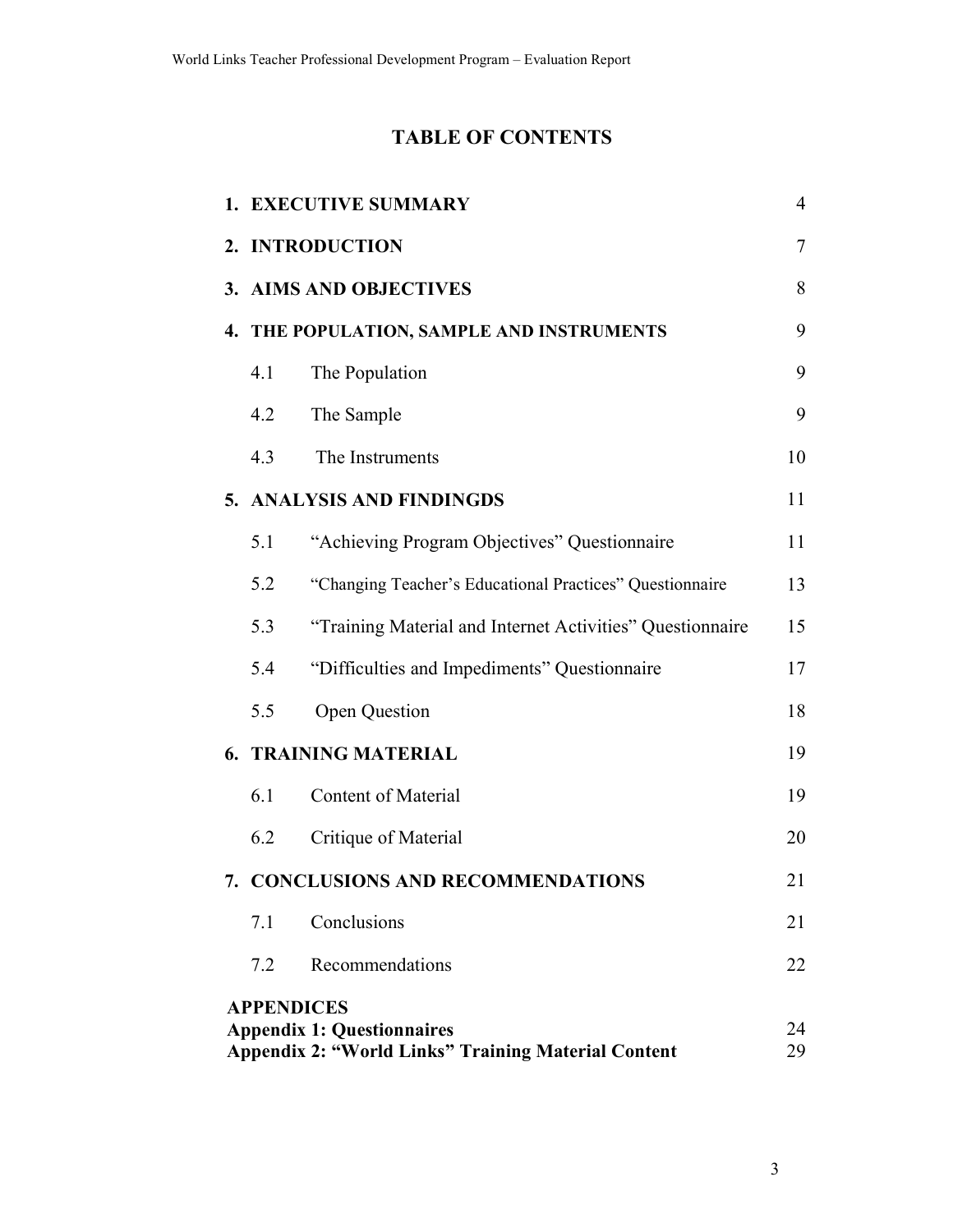# TABLE OF CONTENTS

| | | |
|---|---|---|
| **1. EXECUTIVE SUMMARY** | | 4 |
| **2. INTRODUCTION** | | 7 |
| **3. AIMS AND OBJECTIVES** | | 8 |
| **4. THE POPULATION, SAMPLE AND INSTRUMENTS** | | 9 |
| 4.1 | The Population | 9 |
| 4.2 | The Sample | 9 |
| 4.3 | The Instruments | 10 |
| **5. ANALYSIS AND FINDINGDS** | | 11 |
| 5.1 | "Achieving Program Objectives" Questionnaire | 11 |
| 5.2 | "Changing Teacher's Educational Practices" Questionnaire | 13 |
| 5.3 | "Training Material and Internet Activities" Questionnaire | 15 |
| 5.4 | "Difficulties and Impediments" Questionnaire | 17 |
| 5.5 | Open Question | 18 |
| **6. TRAINING MATERIAL** | | 19 |
| 6.1 | Content of Material | 19 |
| 6.2 | Critique of Material | 20 |
| **7. CONCLUSIONS AND RECOMMENDATIONS** | | 21 |
| 7.1 | Conclusions | 21 |
| 7.2 | Recommendations | 22 |
| **APPENDICES** | | |
| **Appendix 1: Questionnaires** | | 24 |
| **Appendix 2: "World Links" Training Material Content** | | 29 |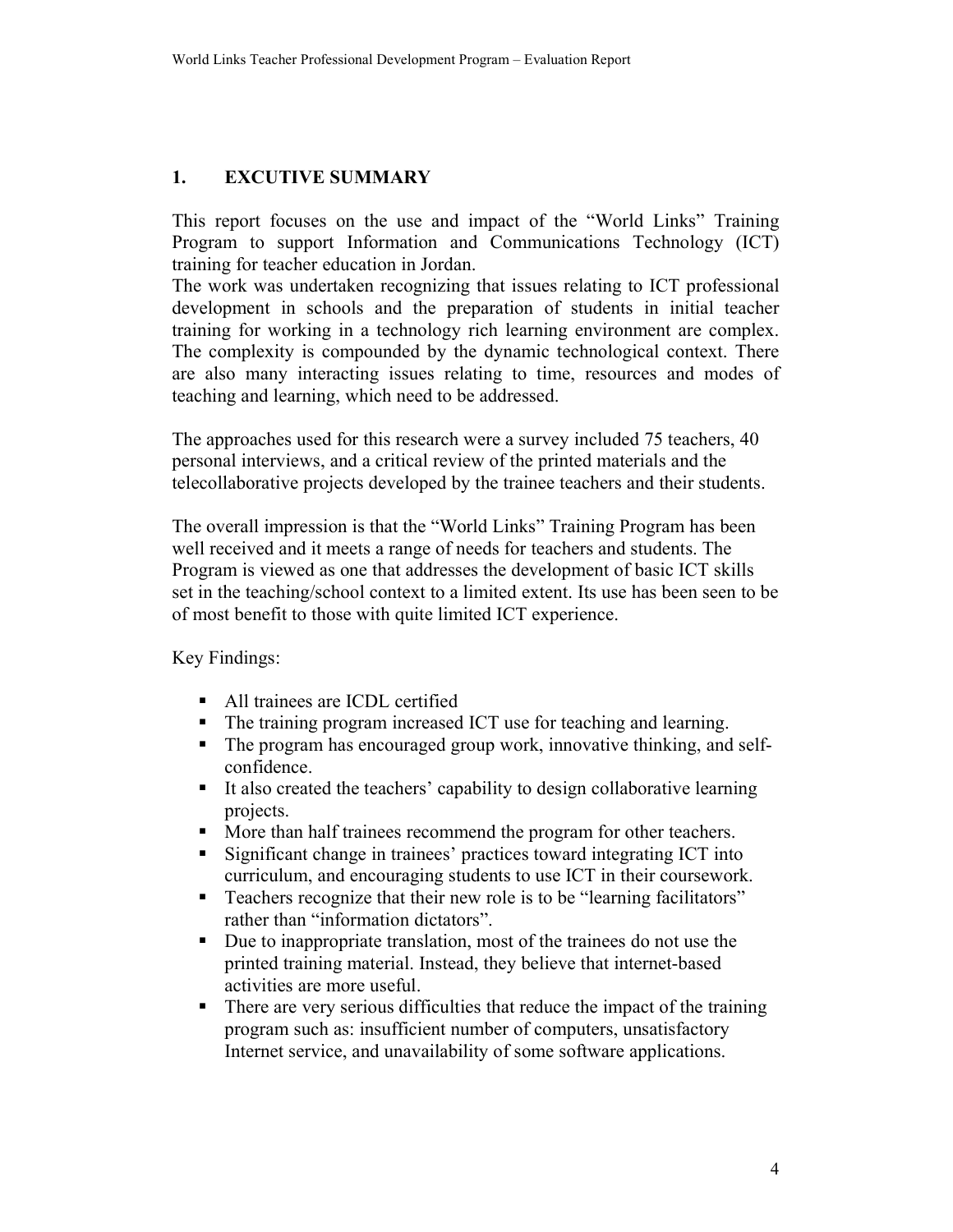# 1. EXCUTIVE SUMMARY

This report focuses on the use and impact of the "World Links" Training Program to support Information and Communications Technology (ICT) training for teacher education in Jordan.

The work was undertaken recognizing that issues relating to ICT professional development in schools and the preparation of students in initial teacher training for working in a technology rich learning environment are complex. The complexity is compounded by the dynamic technological context. There are also many interacting issues relating to time, resources and modes of teaching and learning, which need to be addressed.

The approaches used for this research were a survey included 75 teachers, 40 personal interviews, and a critical review of the printed materials and the telecollaborative projects developed by the trainee teachers and their students.

The overall impression is that the "World Links" Training Program has been well received and it meets a range of needs for teachers and students. The Program is viewed as one that addresses the development of basic ICT skills set in the teaching/school context to a limited extent. Its use has been seen to be of most benefit to those with quite limited ICT experience.

Key Findings:

- All trainees are ICDL certified
- The training program increased ICT use for teaching and learning.
- The program has encouraged group work, innovative thinking, and self-confidence.
- It also created the teachers' capability to design collaborative learning projects.
- More than half trainees recommend the program for other teachers.
- Significant change in trainees' practices toward integrating ICT into curriculum, and encouraging students to use ICT in their coursework.
- Teachers recognize that their new role is to be "learning facilitators" rather than "information dictators".
- Due to inappropriate translation, most of the trainees do not use the printed training material. Instead, they believe that internet-based activities are more useful.
- There are very serious difficulties that reduce the impact of the training program such as: insufficient number of computers, unsatisfactory Internet service, and unavailability of some software applications.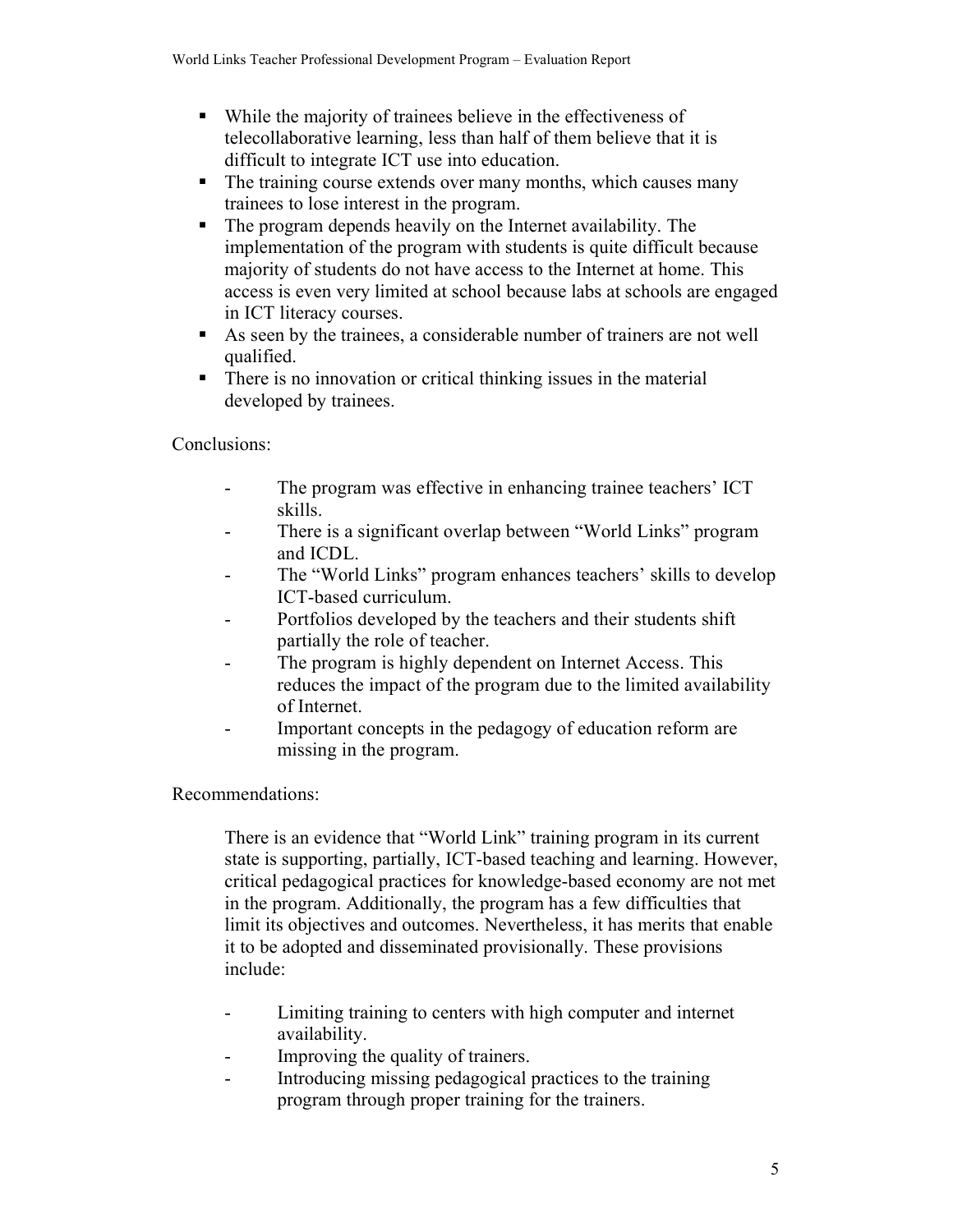- While the majority of trainees believe in the effectiveness of telecollaborative learning, less than half of them believe that it is difficult to integrate ICT use into education.
- The training course extends over many months, which causes many trainees to lose interest in the program.
- The program depends heavily on the Internet availability. The implementation of the program with students is quite difficult because majority of students do not have access to the Internet at home. This access is even very limited at school because labs at schools are engaged in ICT literacy courses.
- As seen by the trainees, a considerable number of trainers are not well qualified.
- There is no innovation or critical thinking issues in the material developed by trainees.

Conclusions:

- The program was effective in enhancing trainee teachers' ICT skills.
- There is a significant overlap between "World Links" program and ICDL.
- The "World Links" program enhances teachers' skills to develop ICT-based curriculum.
- Portfolios developed by the teachers and their students shift partially the role of teacher.
- The program is highly dependent on Internet Access. This reduces the impact of the program due to the limited availability of Internet.
- Important concepts in the pedagogy of education reform are missing in the program.

Recommendations:

There is an evidence that "World Link" training program in its current state is supporting, partially, ICT-based teaching and learning. However, critical pedagogical practices for knowledge-based economy are not met in the program. Additionally, the program has a few difficulties that limit its objectives and outcomes. Nevertheless, it has merits that enable it to be adopted and disseminated provisionally. These provisions include:

- Limiting training to centers with high computer and internet availability.
- Improving the quality of trainers.
- Introducing missing pedagogical practices to the training program through proper training for the trainers.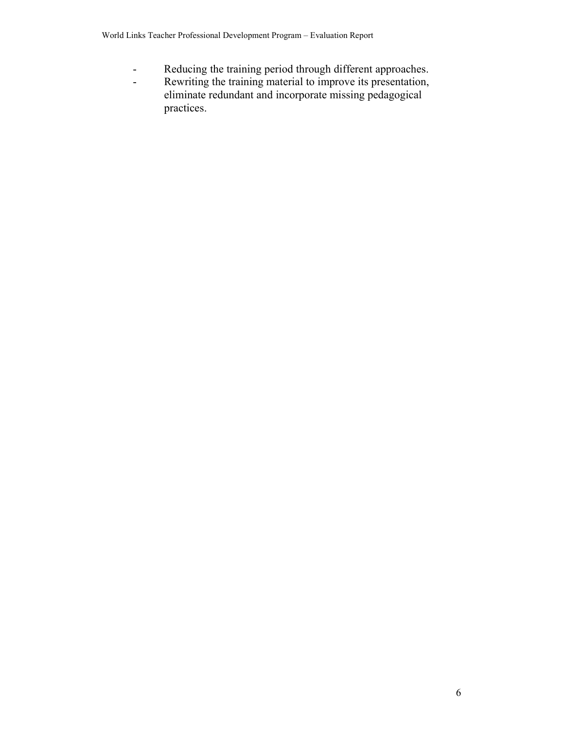- Reducing the training period through different approaches.
- Rewriting the training material to improve its presentation, eliminate redundant and incorporate missing pedagogical practices.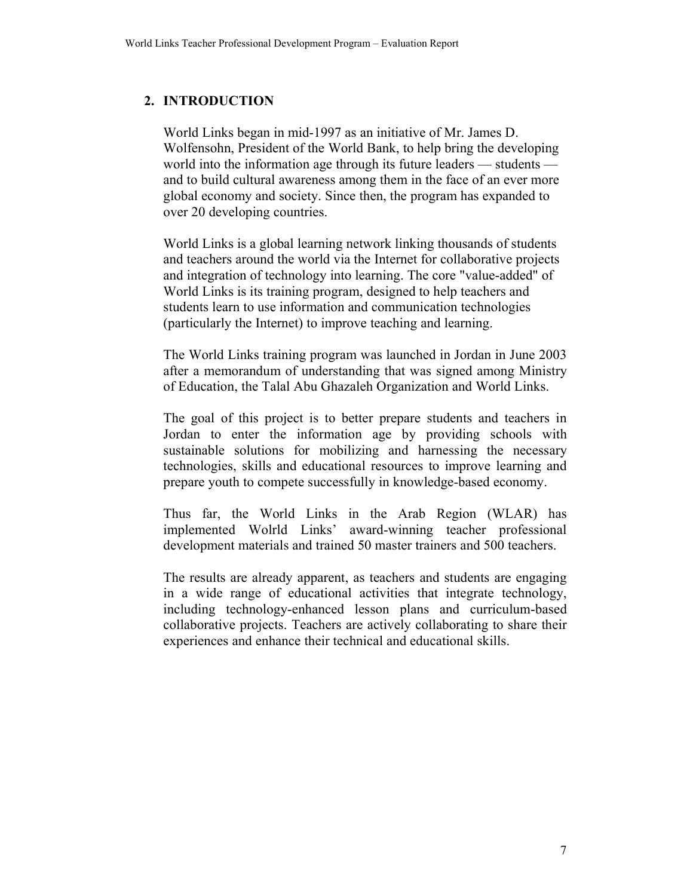## 2. INTRODUCTION

World Links began in mid-1997 as an initiative of Mr. James D. Wolfensohn, President of the World Bank, to help bring the developing world into the information age through its future leaders — students — and to build cultural awareness among them in the face of an ever more global economy and society. Since then, the program has expanded to over 20 developing countries.

World Links is a global learning network linking thousands of students and teachers around the world via the Internet for collaborative projects and integration of technology into learning. The core "value-added" of World Links is its training program, designed to help teachers and students learn to use information and communication technologies (particularly the Internet) to improve teaching and learning.

The World Links training program was launched in Jordan in June 2003 after a memorandum of understanding that was signed among Ministry of Education, the Talal Abu Ghazaleh Organization and World Links.

The goal of this project is to better prepare students and teachers in Jordan to enter the information age by providing schools with sustainable solutions for mobilizing and harnessing the necessary technologies, skills and educational resources to improve learning and prepare youth to compete successfully in knowledge-based economy.

Thus far, the World Links in the Arab Region (WLAR) has implemented Wolrld Links' award-winning teacher professional development materials and trained 50 master trainers and 500 teachers.

The results are already apparent, as teachers and students are engaging in a wide range of educational activities that integrate technology, including technology-enhanced lesson plans and curriculum-based collaborative projects. Teachers are actively collaborating to share their experiences and enhance their technical and educational skills.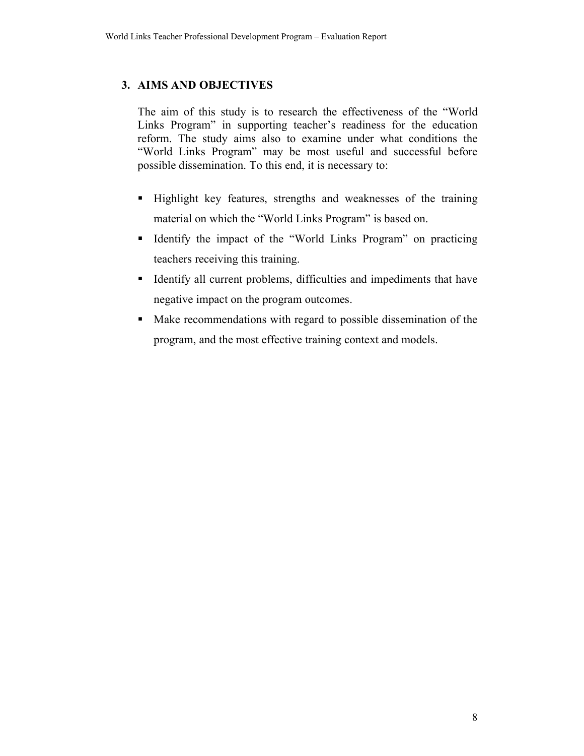## 3. AIMS AND OBJECTIVES

The aim of this study is to research the effectiveness of the "World Links Program" in supporting teacher's readiness for the education reform. The study aims also to examine under what conditions the "World Links Program" may be most useful and successful before possible dissemination. To this end, it is necessary to:

- Highlight key features, strengths and weaknesses of the training material on which the "World Links Program" is based on.
- Identify the impact of the "World Links Program" on practicing teachers receiving this training.
- Identify all current problems, difficulties and impediments that have negative impact on the program outcomes.
- Make recommendations with regard to possible dissemination of the program, and the most effective training context and models.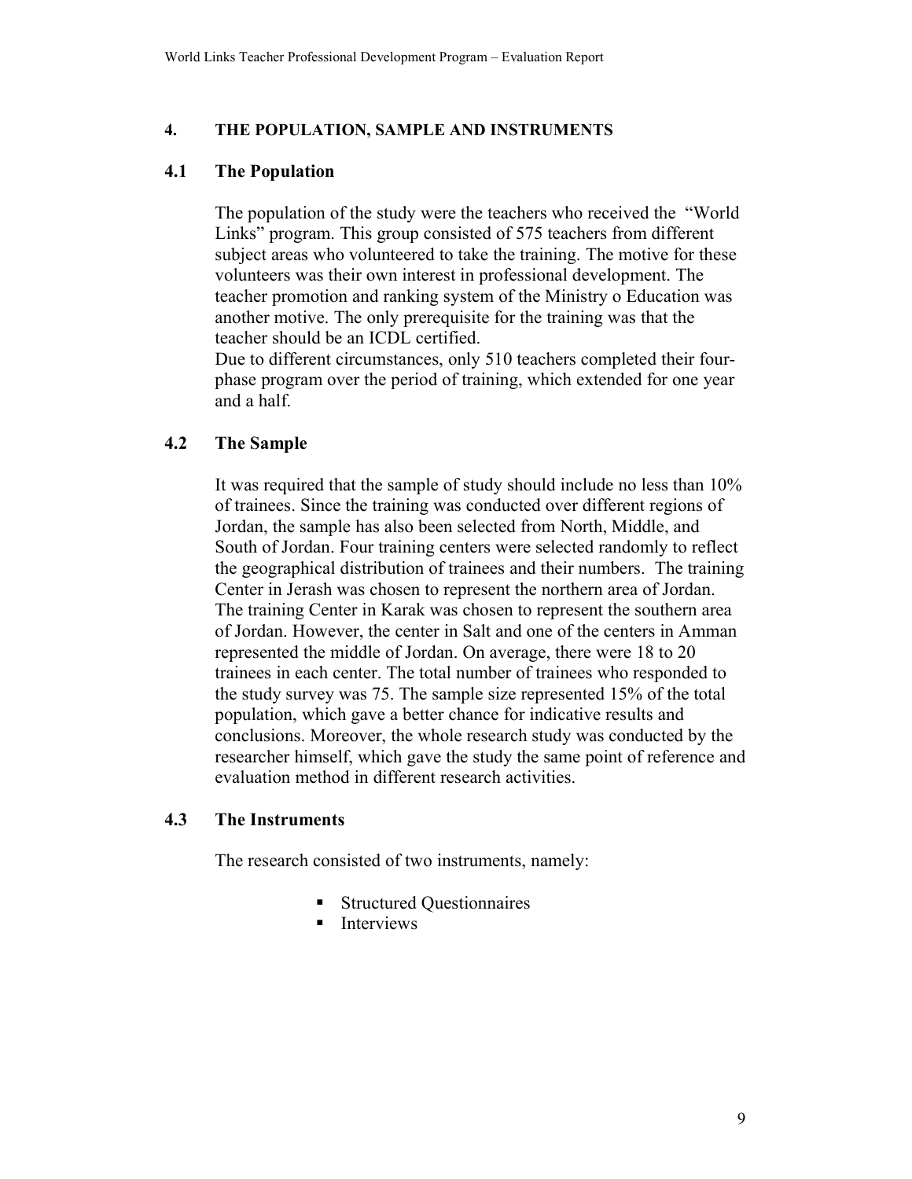## 4. THE POPULATION, SAMPLE AND INSTRUMENTS

### 4.1 The Population

The population of the study were the teachers who received the "World Links" program. This group consisted of 575 teachers from different subject areas who volunteered to take the training. The motive for these volunteers was their own interest in professional development. The teacher promotion and ranking system of the Ministry o Education was another motive. The only prerequisite for the training was that the teacher should be an ICDL certified.

Due to different circumstances, only 510 teachers completed their four-phase program over the period of training, which extended for one year and a half.

### 4.2 The Sample

It was required that the sample of study should include no less than 10% of trainees. Since the training was conducted over different regions of Jordan, the sample has also been selected from North, Middle, and South of Jordan. Four training centers were selected randomly to reflect the geographical distribution of trainees and their numbers. The training Center in Jerash was chosen to represent the northern area of Jordan. The training Center in Karak was chosen to represent the southern area of Jordan. However, the center in Salt and one of the centers in Amman represented the middle of Jordan. On average, there were 18 to 20 trainees in each center. The total number of trainees who responded to the study survey was 75. The sample size represented 15% of the total population, which gave a better chance for indicative results and conclusions. Moreover, the whole research study was conducted by the researcher himself, which gave the study the same point of reference and evaluation method in different research activities.

### 4.3 The Instruments

The research consisted of two instruments, namely:

- Structured Questionnaires
- Interviews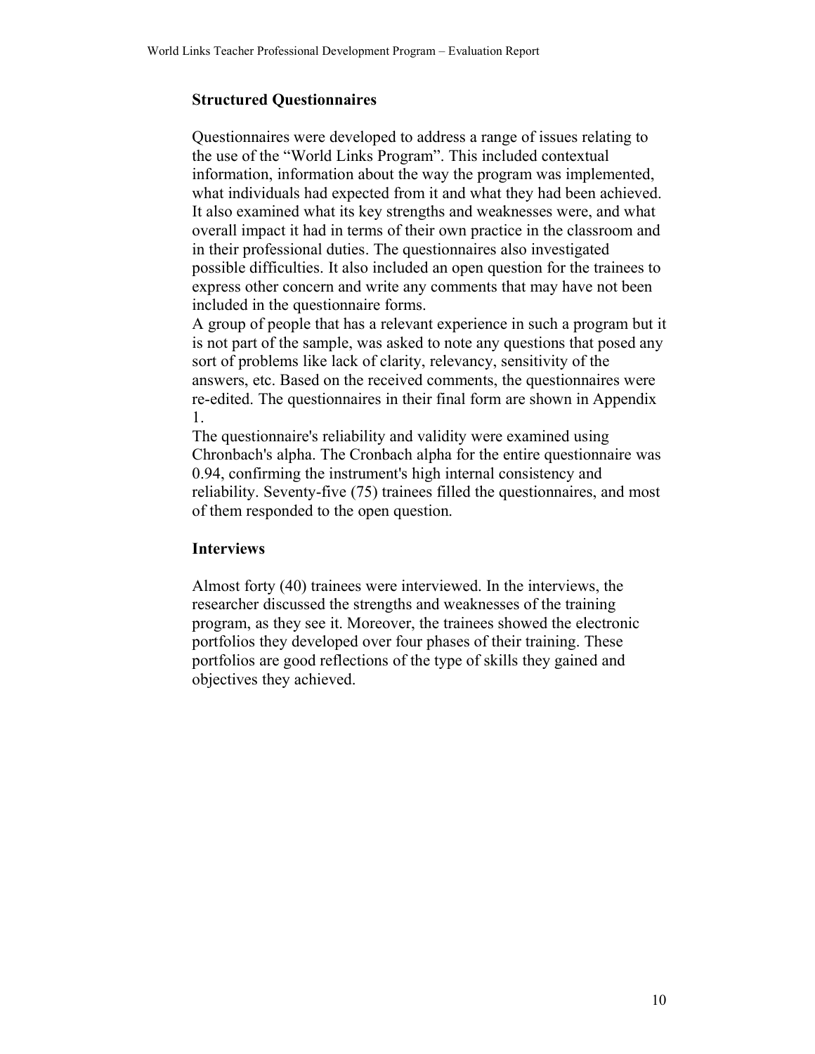### Structured Questionnaires

Questionnaires were developed to address a range of issues relating to the use of the "World Links Program". This included contextual information, information about the way the program was implemented, what individuals had expected from it and what they had been achieved. It also examined what its key strengths and weaknesses were, and what overall impact it had in terms of their own practice in the classroom and in their professional duties. The questionnaires also investigated possible difficulties. It also included an open question for the trainees to express other concern and write any comments that may have not been included in the questionnaire forms.

A group of people that has a relevant experience in such a program but it is not part of the sample, was asked to note any questions that posed any sort of problems like lack of clarity, relevancy, sensitivity of the answers, etc. Based on the received comments, the questionnaires were re-edited. The questionnaires in their final form are shown in Appendix 1.

The questionnaire's reliability and validity were examined using Chronbach's alpha. The Cronbach alpha for the entire questionnaire was 0.94, confirming the instrument's high internal consistency and reliability. Seventy-five (75) trainees filled the questionnaires, and most of them responded to the open question.

### Interviews

Almost forty (40) trainees were interviewed. In the interviews, the researcher discussed the strengths and weaknesses of the training program, as they see it. Moreover, the trainees showed the electronic portfolios they developed over four phases of their training. These portfolios are good reflections of the type of skills they gained and objectives they achieved.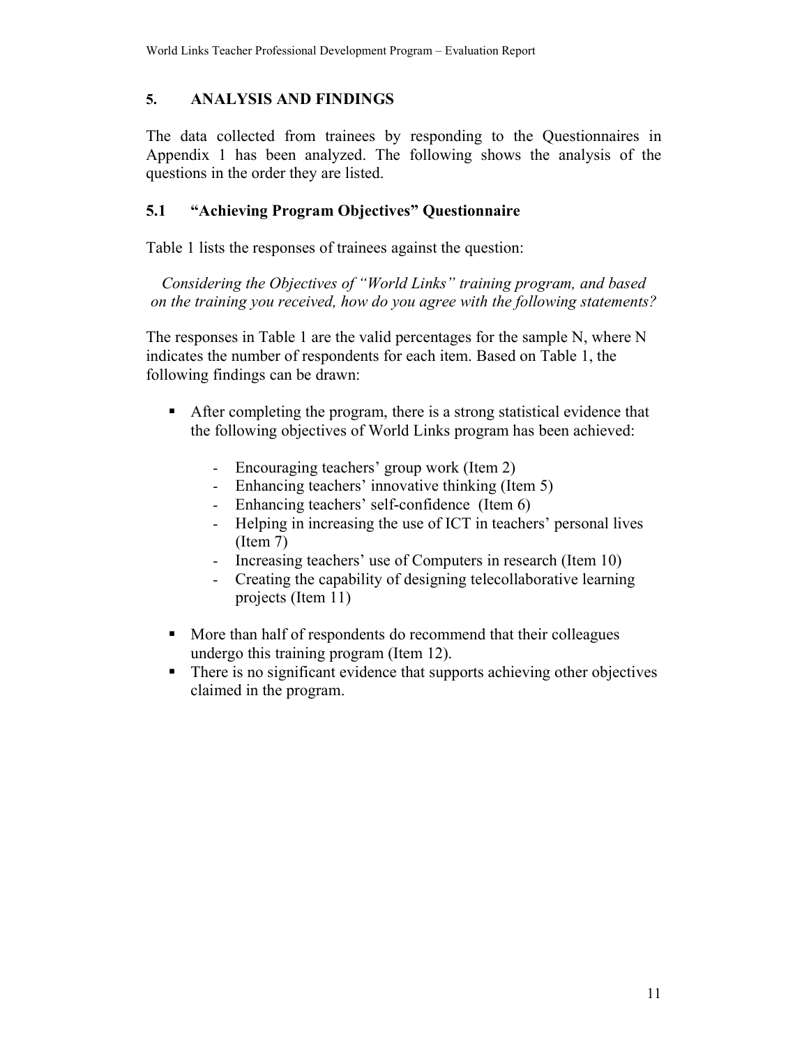## 5. ANALYSIS AND FINDINGS

The data collected from trainees by responding to the Questionnaires in Appendix 1 has been analyzed. The following shows the analysis of the questions in the order they are listed.

### 5.1 "Achieving Program Objectives" Questionnaire

Table 1 lists the responses of trainees against the question:

*Considering the Objectives of "World Links" training program, and based on the training you received, how do you agree with the following statements?*

The responses in Table 1 are the valid percentages for the sample N, where N indicates the number of respondents for each item. Based on Table 1, the following findings can be drawn:

- After completing the program, there is a strong statistical evidence that the following objectives of World Links program has been achieved:
  - Encouraging teachers' group work (Item 2)
  - Enhancing teachers' innovative thinking (Item 5)
  - Enhancing teachers' self-confidence (Item 6)
  - Helping in increasing the use of ICT in teachers' personal lives (Item 7)
  - Increasing teachers' use of Computers in research (Item 10)
  - Creating the capability of designing telecollaborative learning projects (Item 11)
- More than half of respondents do recommend that their colleagues undergo this training program (Item 12).
- There is no significant evidence that supports achieving other objectives claimed in the program.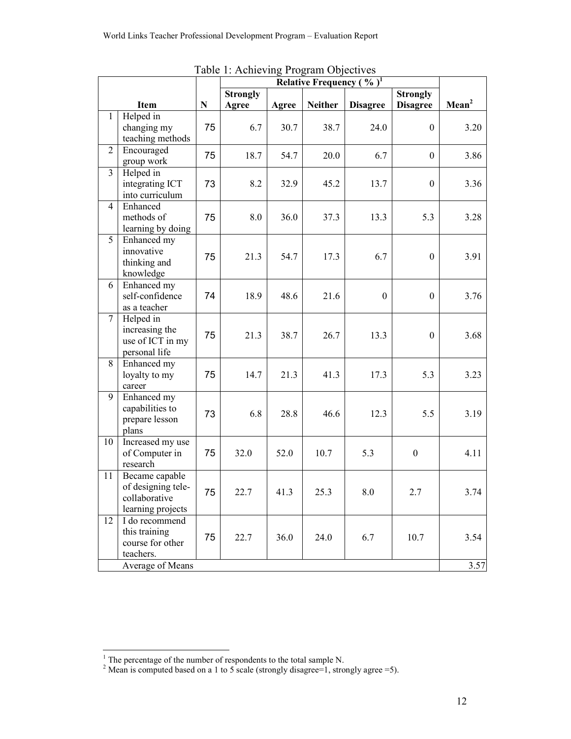Table 1: Achieving Program Objectives

| | Item | N | Relative Frequency ( % )[1] | | | | | Mean[2] |
|---|---|---|---|---|---|---|---|---|
| | | | Strongly Agree | Agree | Neither | Disagree | Strongly Disagree | |
| 1 | Helped in changing my teaching methods | 75 | 6.7 | 30.7 | 38.7 | 24.0 | 0 | 3.20 |
| 2 | Encouraged group work | 75 | 18.7 | 54.7 | 20.0 | 6.7 | 0 | 3.86 |
| 3 | Helped in integrating ICT into curriculum | 73 | 8.2 | 32.9 | 45.2 | 13.7 | 0 | 3.36 |
| 4 | Enhanced methods of learning by doing | 75 | 8.0 | 36.0 | 37.3 | 13.3 | 5.3 | 3.28 |
| 5 | Enhanced my innovative thinking and knowledge | 75 | 21.3 | 54.7 | 17.3 | 6.7 | 0 | 3.91 |
| 6 | Enhanced my self-confidence as a teacher | 74 | 18.9 | 48.6 | 21.6 | 0 | 0 | 3.76 |
| 7 | Helped in increasing the use of ICT in my personal life | 75 | 21.3 | 38.7 | 26.7 | 13.3 | 0 | 3.68 |
| 8 | Enhanced my loyalty to my career | 75 | 14.7 | 21.3 | 41.3 | 17.3 | 5.3 | 3.23 |
| 9 | Enhanced my capabilities to prepare lesson plans | 73 | 6.8 | 28.8 | 46.6 | 12.3 | 5.5 | 3.19 |
| 10 | Increased my use of Computer in research | 75 | 32.0 | 52.0 | 10.7 | 5.3 | 0 | 4.11 |
| 11 | Became capable of designing tele-collaborative learning projects | 75 | 22.7 | 41.3 | 25.3 | 8.0 | 2.7 | 3.74 |
| 12 | I do recommend this training course for other teachers. | 75 | 22.7 | 36.0 | 24.0 | 6.7 | 10.7 | 3.54 |
| | Average of Means | | | | | | | 3.57 |

[1] The percentage of the number of respondents to the total sample N.

[2] Mean is computed based on a 1 to 5 scale (strongly disagree=1, strongly agree =5).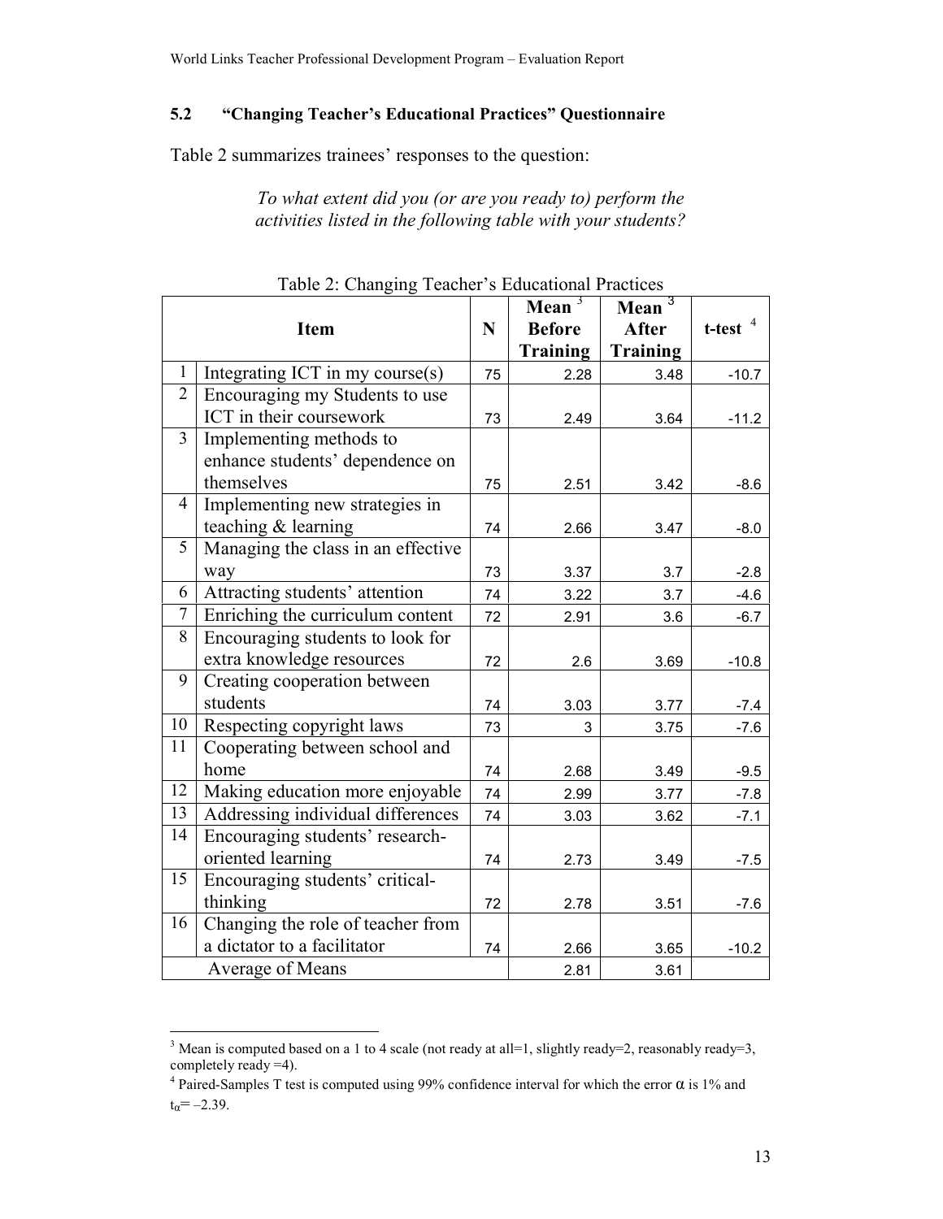## 5.2 "Changing Teacher's Educational Practices" Questionnaire

Table 2 summarizes trainees' responses to the question:

> *To what extent did you (or are you ready to) perform the activities listed in the following table with your students?*

Table 2: Changing Teacher's Educational Practices

| | Item | N | Mean [3] Before Training | Mean [3] After Training | t-test [4] |
|---|---|---|---|---|---|
| 1 | Integrating ICT in my course(s) | 75 | 2.28 | 3.48 | -10.7 |
| 2 | Encouraging my Students to use ICT in their coursework | 73 | 2.49 | 3.64 | -11.2 |
| 3 | Implementing methods to enhance students' dependence on themselves | 75 | 2.51 | 3.42 | -8.6 |
| 4 | Implementing new strategies in teaching & learning | 74 | 2.66 | 3.47 | -8.0 |
| 5 | Managing the class in an effective way | 73 | 3.37 | 3.7 | -2.8 |
| 6 | Attracting students' attention | 74 | 3.22 | 3.7 | -4.6 |
| 7 | Enriching the curriculum content | 72 | 2.91 | 3.6 | -6.7 |
| 8 | Encouraging students to look for extra knowledge resources | 72 | 2.6 | 3.69 | -10.8 |
| 9 | Creating cooperation between students | 74 | 3.03 | 3.77 | -7.4 |
| 10 | Respecting copyright laws | 73 | 3 | 3.75 | -7.6 |
| 11 | Cooperating between school and home | 74 | 2.68 | 3.49 | -9.5 |
| 12 | Making education more enjoyable | 74 | 2.99 | 3.77 | -7.8 |
| 13 | Addressing individual differences | 74 | 3.03 | 3.62 | -7.1 |
| 14 | Encouraging students' research-oriented learning | 74 | 2.73 | 3.49 | -7.5 |
| 15 | Encouraging students' critical-thinking | 72 | 2.78 | 3.51 | -7.6 |
| 16 | Changing the role of teacher from a dictator to a facilitator | 74 | 2.66 | 3.65 | -10.2 |
| | Average of Means | | 2.81 | 3.61 | |

[3] Mean is computed based on a 1 to 4 scale (not ready at all=1, slightly ready=2, reasonably ready=3, completely ready =4).

[4] Paired-Samples T test is computed using 99% confidence interval for which the error $\alpha$ is 1% and $t_\alpha = -2.39$.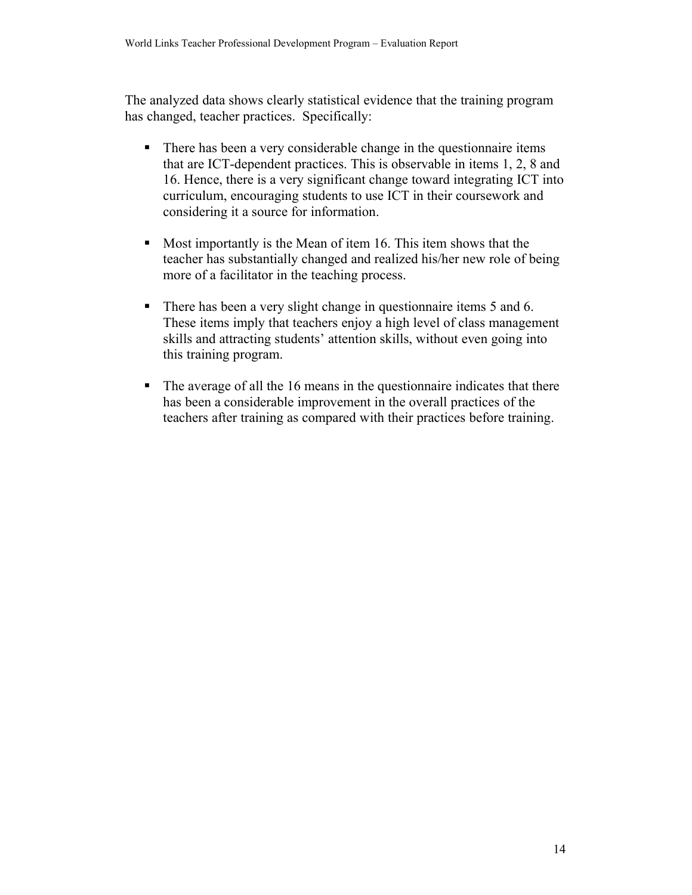The analyzed data shows clearly statistical evidence that the training program has changed, teacher practices. Specifically:

- There has been a very considerable change in the questionnaire items that are ICT-dependent practices. This is observable in items 1, 2, 8 and 16. Hence, there is a very significant change toward integrating ICT into curriculum, encouraging students to use ICT in their coursework and considering it a source for information.

- Most importantly is the Mean of item 16. This item shows that the teacher has substantially changed and realized his/her new role of being more of a facilitator in the teaching process.

- There has been a very slight change in questionnaire items 5 and 6. These items imply that teachers enjoy a high level of class management skills and attracting students' attention skills, without even going into this training program.

- The average of all the 16 means in the questionnaire indicates that there has been a considerable improvement in the overall practices of the teachers after training as compared with their practices before training.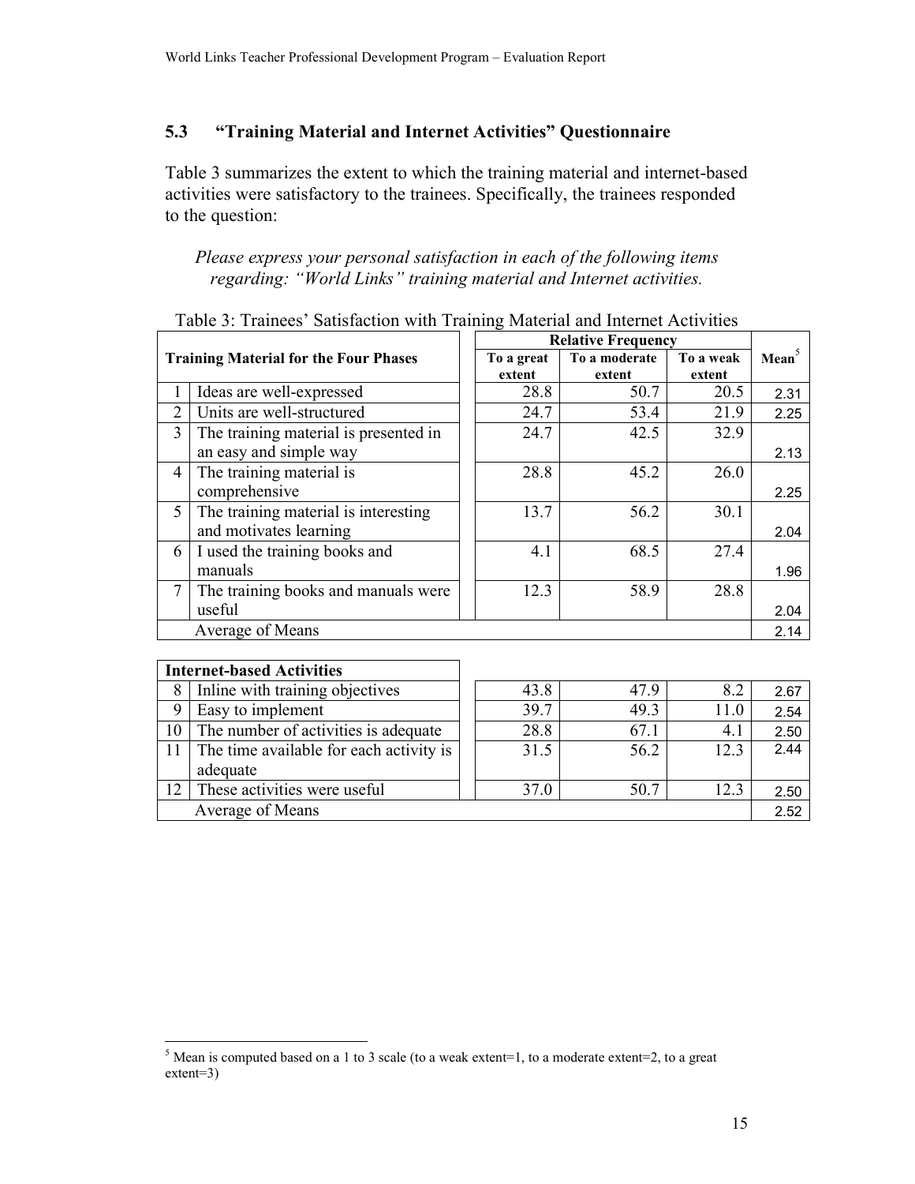## 5.3 "Training Material and Internet Activities" Questionnaire

Table 3 summarizes the extent to which the training material and internet-based activities were satisfactory to the trainees. Specifically, the trainees responded to the question:

*Please express your personal satisfaction in each of the following items regarding: "World Links" training material and Internet activities.*

Table 3: Trainees' Satisfaction with Training Material and Internet Activities

| | Training Material for the Four Phases | Relative Frequency | | | Mean[5] |
|---|---|---|---|---|---|
| | | To a great extent | To a moderate extent | To a weak extent | |
| 1 | Ideas are well-expressed | 28.8 | 50.7 | 20.5 | 2.31 |
| 2 | Units are well-structured | 24.7 | 53.4 | 21.9 | 2.25 |
| 3 | The training material is presented in an easy and simple way | 24.7 | 42.5 | 32.9 | 2.13 |
| 4 | The training material is comprehensive | 28.8 | 45.2 | 26.0 | 2.25 |
| 5 | The training material is interesting and motivates learning | 13.7 | 56.2 | 30.1 | 2.04 |
| 6 | I used the training books and manuals | 4.1 | 68.5 | 27.4 | 1.96 |
| 7 | The training books and manuals were useful | 12.3 | 58.9 | 28.8 | 2.04 |
| | Average of Means | | | | 2.14 |
| | **Internet-based Activities** | | | | |
| 8 | Inline with training objectives | 43.8 | 47.9 | 8.2 | 2.67 |
| 9 | Easy to implement | 39.7 | 49.3 | 11.0 | 2.54 |
| 10 | The number of activities is adequate | 28.8 | 67.1 | 4.1 | 2.50 |
| 11 | The time available for each activity is adequate | 31.5 | 56.2 | 12.3 | 2.44 |
| 12 | These activities were useful | 37.0 | 50.7 | 12.3 | 2.50 |
| | Average of Means | | | | 2.52 |

[5] Mean is computed based on a 1 to 3 scale (to a weak extent=1, to a moderate extent=2, to a great extent=3)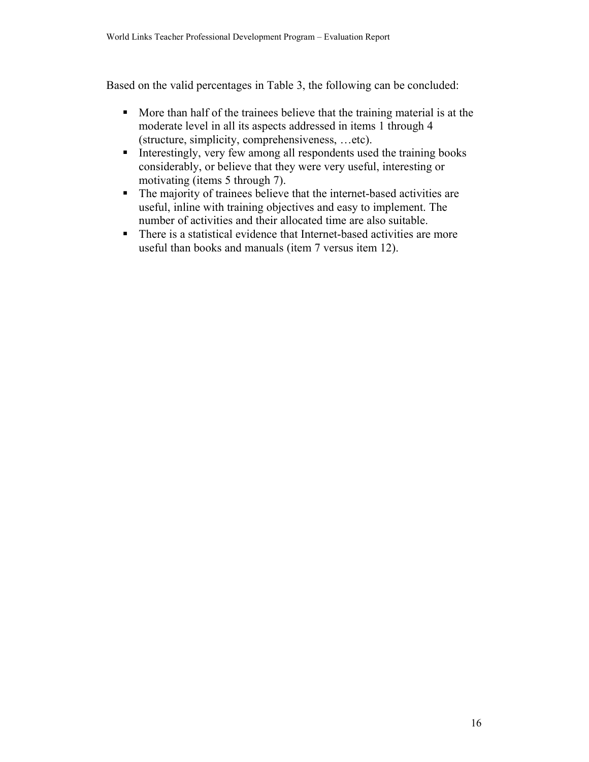Based on the valid percentages in Table 3, the following can be concluded:

- More than half of the trainees believe that the training material is at the moderate level in all its aspects addressed in items 1 through 4 (structure, simplicity, comprehensiveness, …etc).
- Interestingly, very few among all respondents used the training books considerably, or believe that they were very useful, interesting or motivating (items 5 through 7).
- The majority of trainees believe that the internet-based activities are useful, inline with training objectives and easy to implement. The number of activities and their allocated time are also suitable.
- There is a statistical evidence that Internet-based activities are more useful than books and manuals (item 7 versus item 12).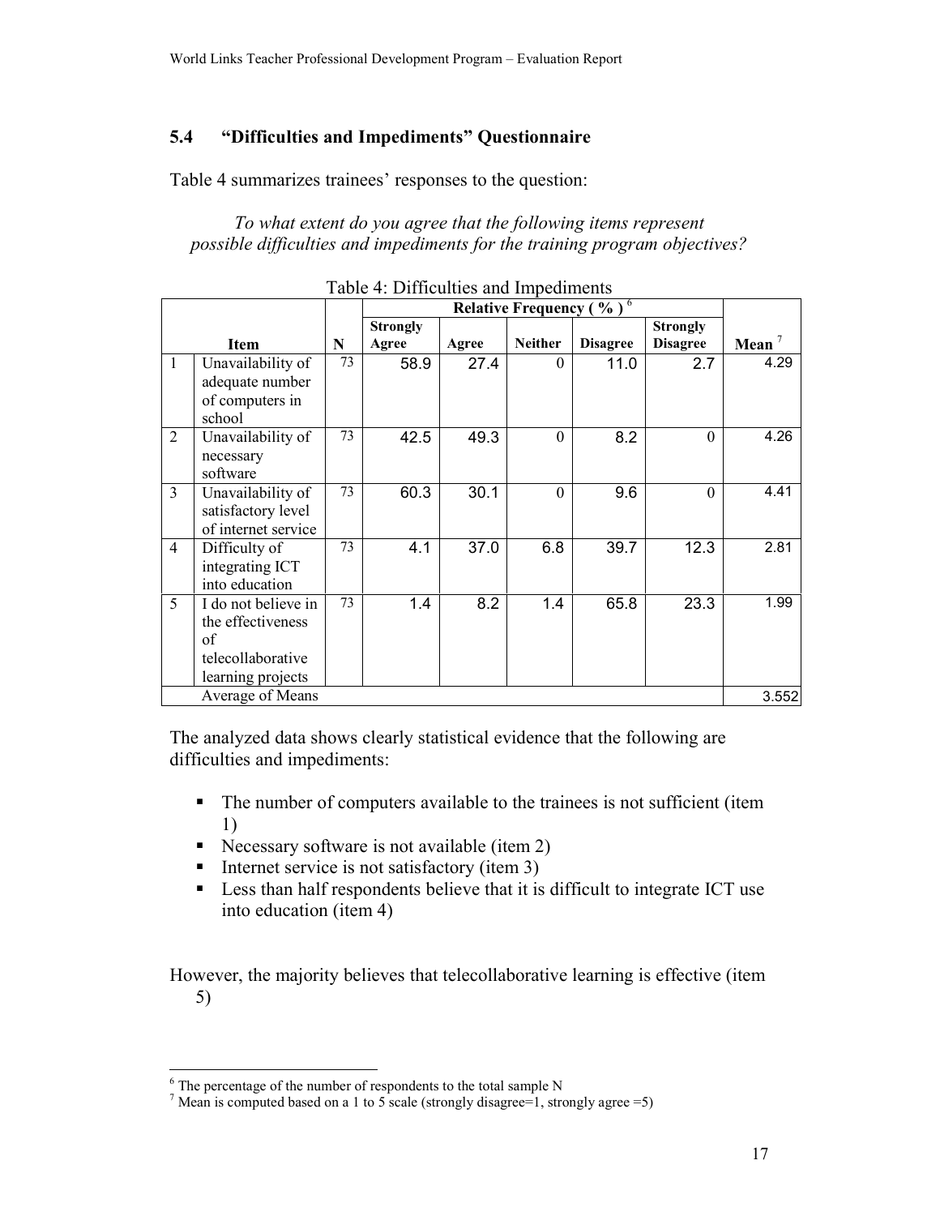## 5.4 "Difficulties and Impediments" Questionnaire

Table 4 summarizes trainees' responses to the question:

*To what extent do you agree that the following items represent possible difficulties and impediments for the training program objectives?*

Table 4: Difficulties and Impediments

| | Item | N | Relative Frequency ( % )[6] | | | | | Mean[7] |
|---|---|---|---|---|---|---|---|---|
| | | | Strongly Agree | Agree | Neither | Disagree | Strongly Disagree | |
| 1 | Unavailability of adequate number of computers in school | 73 | 58.9 | 27.4 | 0 | 11.0 | 2.7 | 4.29 |
| 2 | Unavailability of necessary software | 73 | 42.5 | 49.3 | 0 | 8.2 | 0 | 4.26 |
| 3 | Unavailability of satisfactory level of internet service | 73 | 60.3 | 30.1 | 0 | 9.6 | 0 | 4.41 |
| 4 | Difficulty of integrating ICT into education | 73 | 4.1 | 37.0 | 6.8 | 39.7 | 12.3 | 2.81 |
| 5 | I do not believe in the effectiveness of telecollaborative learning projects | 73 | 1.4 | 8.2 | 1.4 | 65.8 | 23.3 | 1.99 |
| | Average of Means | | | | | | | 3.552 |

The analyzed data shows clearly statistical evidence that the following are difficulties and impediments:

- The number of computers available to the trainees is not sufficient (item 1)
- Necessary software is not available (item 2)
- Internet service is not satisfactory (item 3)
- Less than half respondents believe that it is difficult to integrate ICT use into education (item 4)

However, the majority believes that telecollaborative learning is effective (item 5)

[6] The percentage of the number of respondents to the total sample N

[7] Mean is computed based on a 1 to 5 scale (strongly disagree=1, strongly agree =5)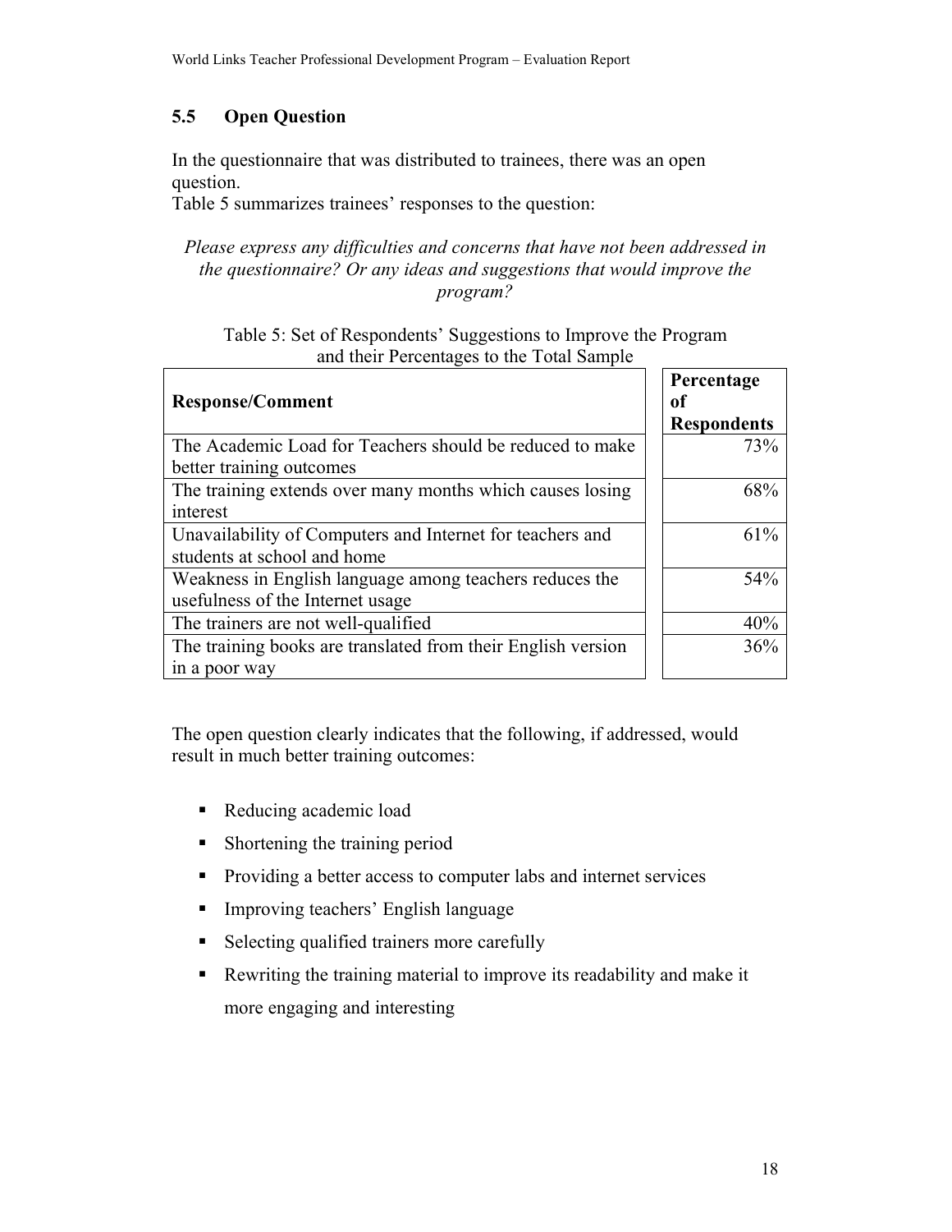## 5.5 Open Question

In the questionnaire that was distributed to trainees, there was an open question.
Table 5 summarizes trainees' responses to the question:

*Please express any difficulties and concerns that have not been addressed in the questionnaire? Or any ideas and suggestions that would improve the program?*

Table 5: Set of Respondents' Suggestions to Improve the Program and their Percentages to the Total Sample

| Response/Comment | Percentage of Respondents |
| --- | --- |
| The Academic Load for Teachers should be reduced to make better training outcomes | 73% |
| The training extends over many months which causes losing interest | 68% |
| Unavailability of Computers and Internet for teachers and students at school and home | 61% |
| Weakness in English language among teachers reduces the usefulness of the Internet usage | 54% |
| The trainers are not well-qualified | 40% |
| The training books are translated from their English version in a poor way | 36% |

The open question clearly indicates that the following, if addressed, would result in much better training outcomes:

- Reducing academic load
- Shortening the training period
- Providing a better access to computer labs and internet services
- Improving teachers' English language
- Selecting qualified trainers more carefully
- Rewriting the training material to improve its readability and make it more engaging and interesting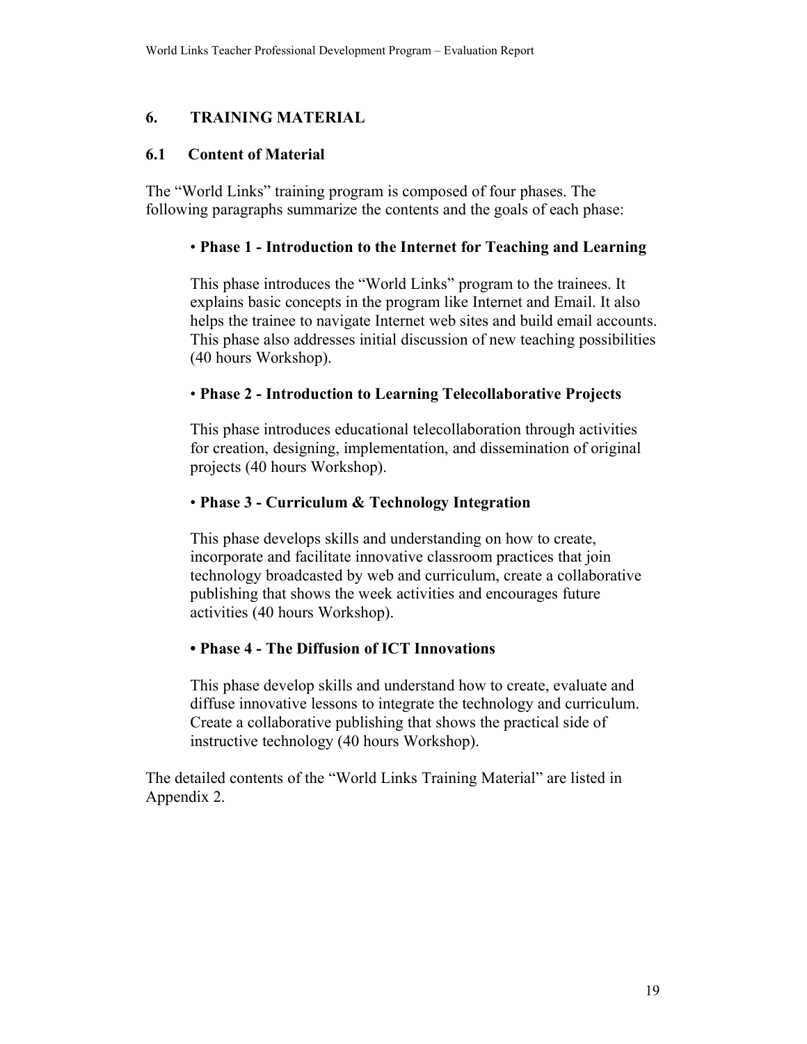## 6. TRAINING MATERIAL

### 6.1 Content of Material

The "World Links" training program is composed of four phases. The following paragraphs summarize the contents and the goals of each phase:

- **Phase 1 - Introduction to the Internet for Teaching and Learning**

  This phase introduces the "World Links" program to the trainees. It explains basic concepts in the program like Internet and Email. It also helps the trainee to navigate Internet web sites and build email accounts. This phase also addresses initial discussion of new teaching possibilities (40 hours Workshop).

- **Phase 2 - Introduction to Learning Telecollaborative Projects**

  This phase introduces educational telecollaboration through activities for creation, designing, implementation, and dissemination of original projects (40 hours Workshop).

- **Phase 3 - Curriculum & Technology Integration**

  This phase develops skills and understanding on how to create, incorporate and facilitate innovative classroom practices that join technology broadcasted by web and curriculum, create a collaborative publishing that shows the week activities and encourages future activities (40 hours Workshop).

- **Phase 4 - The Diffusion of ICT Innovations**

  This phase develop skills and understand how to create, evaluate and diffuse innovative lessons to integrate the technology and curriculum. Create a collaborative publishing that shows the practical side of instructive technology (40 hours Workshop).

The detailed contents of the "World Links Training Material" are listed in Appendix 2.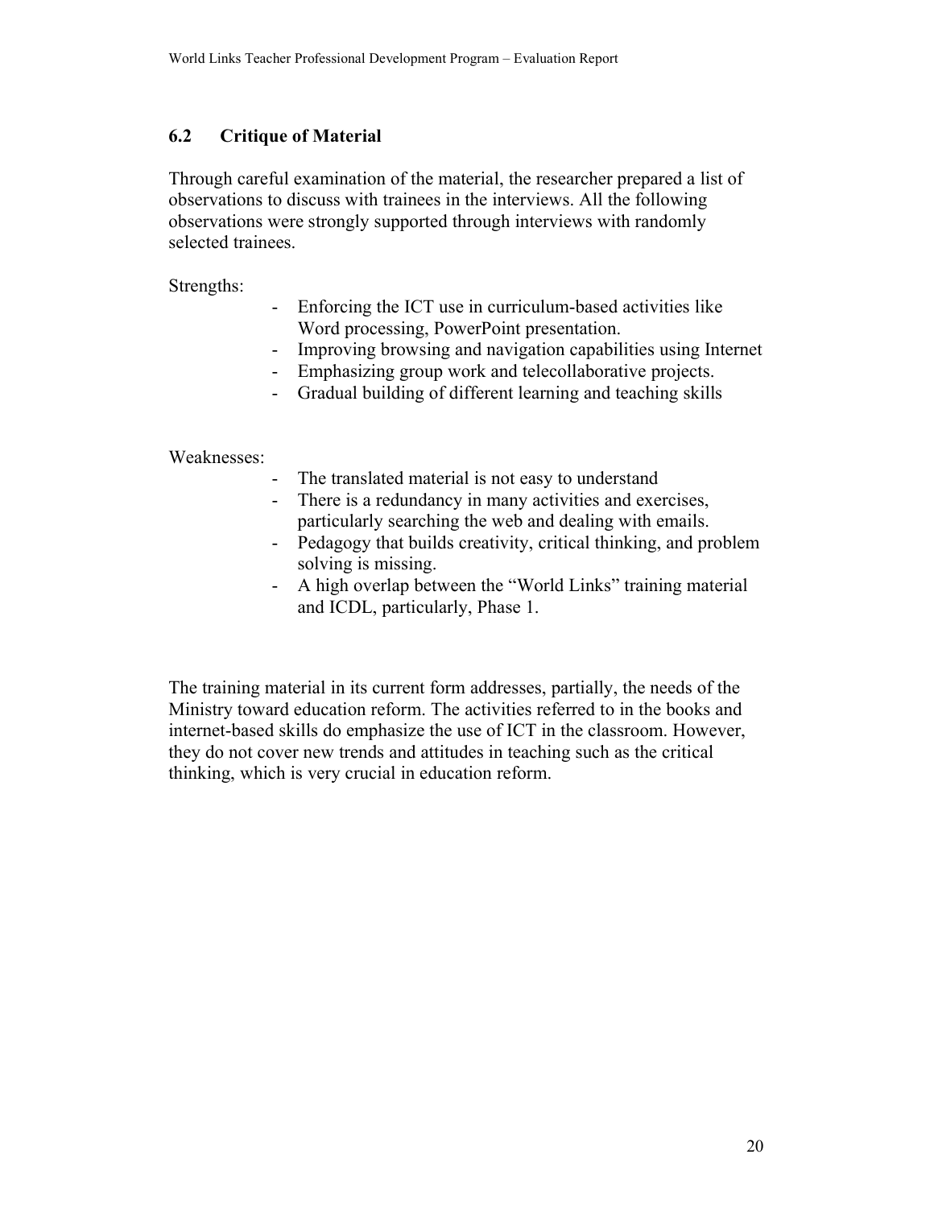## 6.2 Critique of Material

Through careful examination of the material, the researcher prepared a list of observations to discuss with trainees in the interviews. All the following observations were strongly supported through interviews with randomly selected trainees.

Strengths:

- Enforcing the ICT use in curriculum-based activities like Word processing, PowerPoint presentation.
- Improving browsing and navigation capabilities using Internet
- Emphasizing group work and telecollaborative projects.
- Gradual building of different learning and teaching skills

Weaknesses:

- The translated material is not easy to understand
- There is a redundancy in many activities and exercises, particularly searching the web and dealing with emails.
- Pedagogy that builds creativity, critical thinking, and problem solving is missing.
- A high overlap between the "World Links" training material and ICDL, particularly, Phase 1.

The training material in its current form addresses, partially, the needs of the Ministry toward education reform. The activities referred to in the books and internet-based skills do emphasize the use of ICT in the classroom. However, they do not cover new trends and attitudes in teaching such as the critical thinking, which is very crucial in education reform.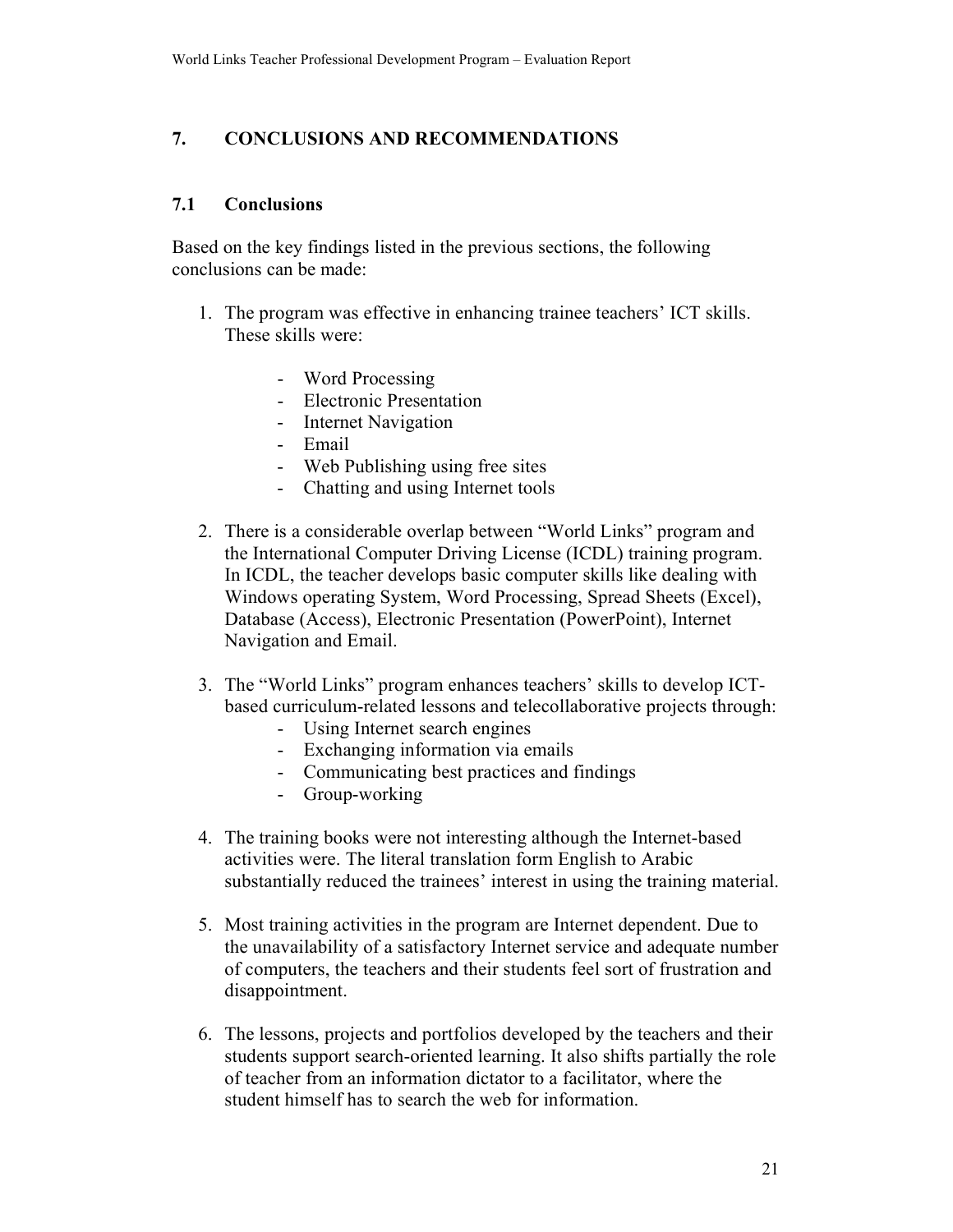## 7. CONCLUSIONS AND RECOMMENDATIONS

### 7.1 Conclusions

Based on the key findings listed in the previous sections, the following conclusions can be made:

1. The program was effective in enhancing trainee teachers' ICT skills. These skills were:

    - Word Processing
    - Electronic Presentation
    - Internet Navigation
    - Email
    - Web Publishing using free sites
    - Chatting and using Internet tools

2. There is a considerable overlap between "World Links" program and the International Computer Driving License (ICDL) training program. In ICDL, the teacher develops basic computer skills like dealing with Windows operating System, Word Processing, Spread Sheets (Excel), Database (Access), Electronic Presentation (PowerPoint), Internet Navigation and Email.

3. The "World Links" program enhances teachers' skills to develop ICT-based curriculum-related lessons and telecollaborative projects through:
    - Using Internet search engines
    - Exchanging information via emails
    - Communicating best practices and findings
    - Group-working

4. The training books were not interesting although the Internet-based activities were. The literal translation form English to Arabic substantially reduced the trainees' interest in using the training material.

5. Most training activities in the program are Internet dependent. Due to the unavailability of a satisfactory Internet service and adequate number of computers, the teachers and their students feel sort of frustration and disappointment.

6. The lessons, projects and portfolios developed by the teachers and their students support search-oriented learning. It also shifts partially the role of teacher from an information dictator to a facilitator, where the student himself has to search the web for information.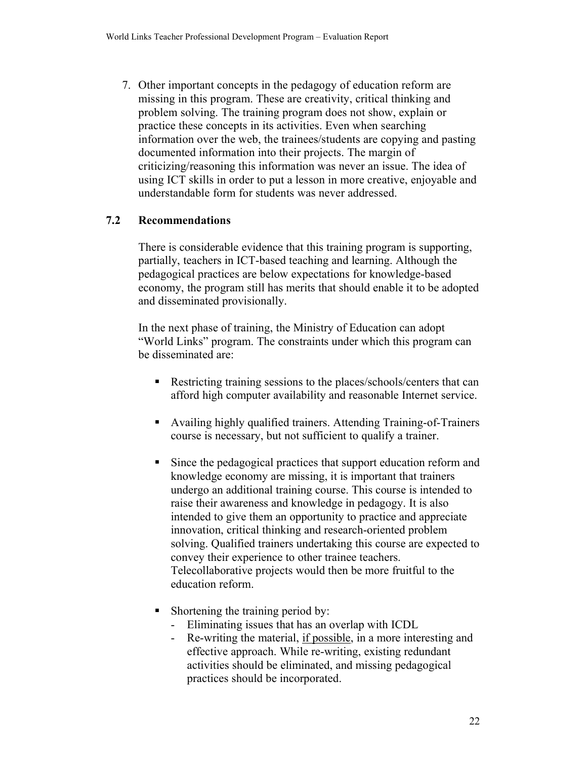7. Other important concepts in the pedagogy of education reform are missing in this program. These are creativity, critical thinking and problem solving. The training program does not show, explain or practice these concepts in its activities. Even when searching information over the web, the trainees/students are copying and pasting documented information into their projects. The margin of criticizing/reasoning this information was never an issue. The idea of using ICT skills in order to put a lesson in more creative, enjoyable and understandable form for students was never addressed.

## 7.2 Recommendations

There is considerable evidence that this training program is supporting, partially, teachers in ICT-based teaching and learning. Although the pedagogical practices are below expectations for knowledge-based economy, the program still has merits that should enable it to be adopted and disseminated provisionally.

In the next phase of training, the Ministry of Education can adopt "World Links" program. The constraints under which this program can be disseminated are:

- Restricting training sessions to the places/schools/centers that can afford high computer availability and reasonable Internet service.
- Availing highly qualified trainers. Attending Training-of-Trainers course is necessary, but not sufficient to qualify a trainer.
- Since the pedagogical practices that support education reform and knowledge economy are missing, it is important that trainers undergo an additional training course. This course is intended to raise their awareness and knowledge in pedagogy. It is also intended to give them an opportunity to practice and appreciate innovation, critical thinking and research-oriented problem solving. Qualified trainers undertaking this course are expected to convey their experience to other trainee teachers. Telecollaborative projects would then be more fruitful to the education reform.
- Shortening the training period by:
  - Eliminating issues that has an overlap with ICDL
  - Re-writing the material, <u>if possible</u>, in a more interesting and effective approach. While re-writing, existing redundant activities should be eliminated, and missing pedagogical practices should be incorporated.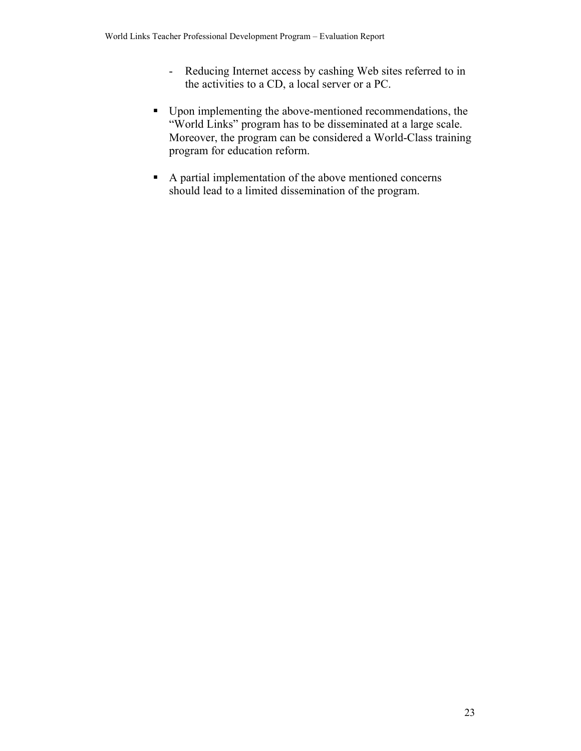- Reducing Internet access by cashing Web sites referred to in the activities to a CD, a local server or a PC.

- Upon implementing the above-mentioned recommendations, the "World Links" program has to be disseminated at a large scale. Moreover, the program can be considered a World-Class training program for education reform.

- A partial implementation of the above mentioned concerns should lead to a limited dissemination of the program.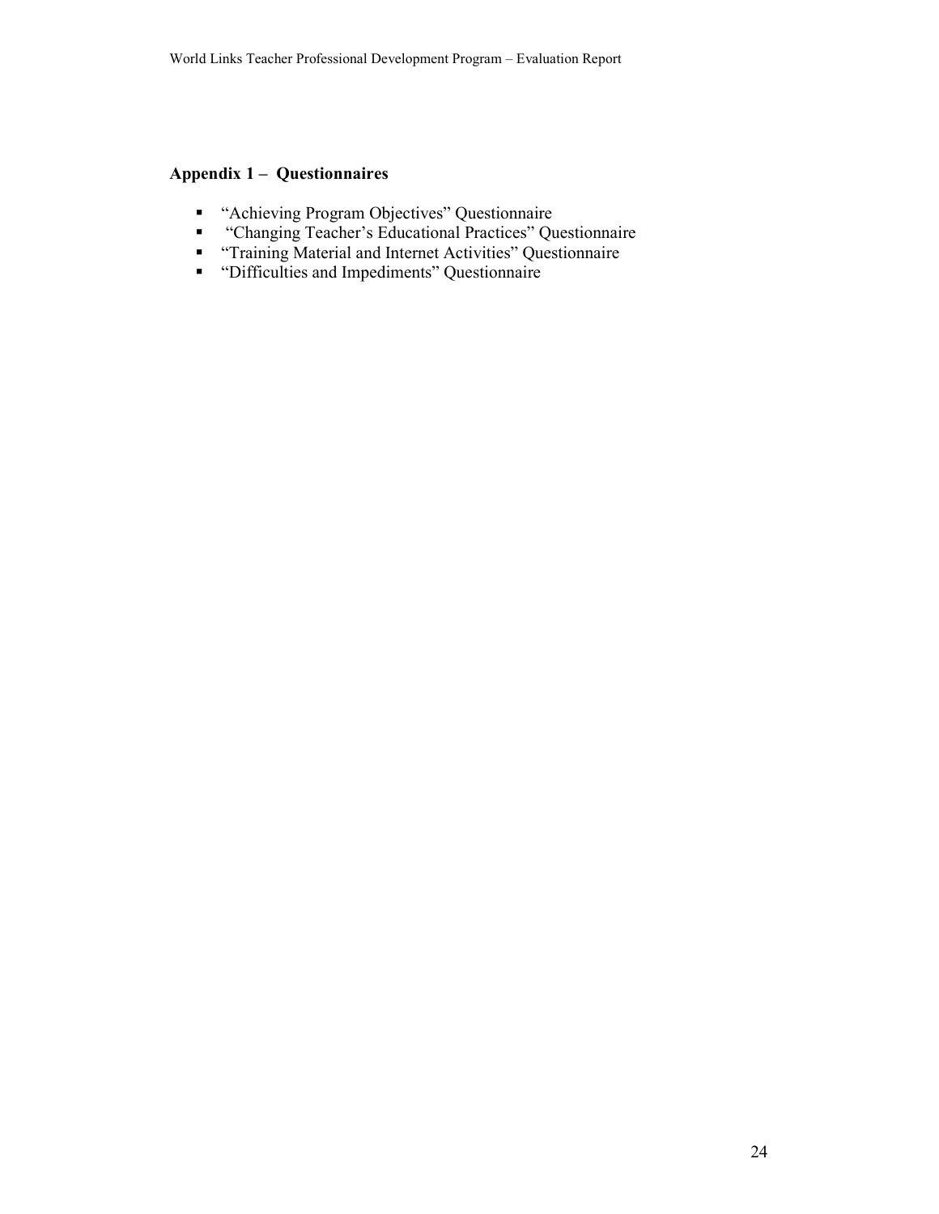## Appendix 1 – Questionnaires

- "Achieving Program Objectives" Questionnaire
- "Changing Teacher's Educational Practices" Questionnaire
- "Training Material and Internet Activities" Questionnaire
- "Difficulties and Impediments" Questionnaire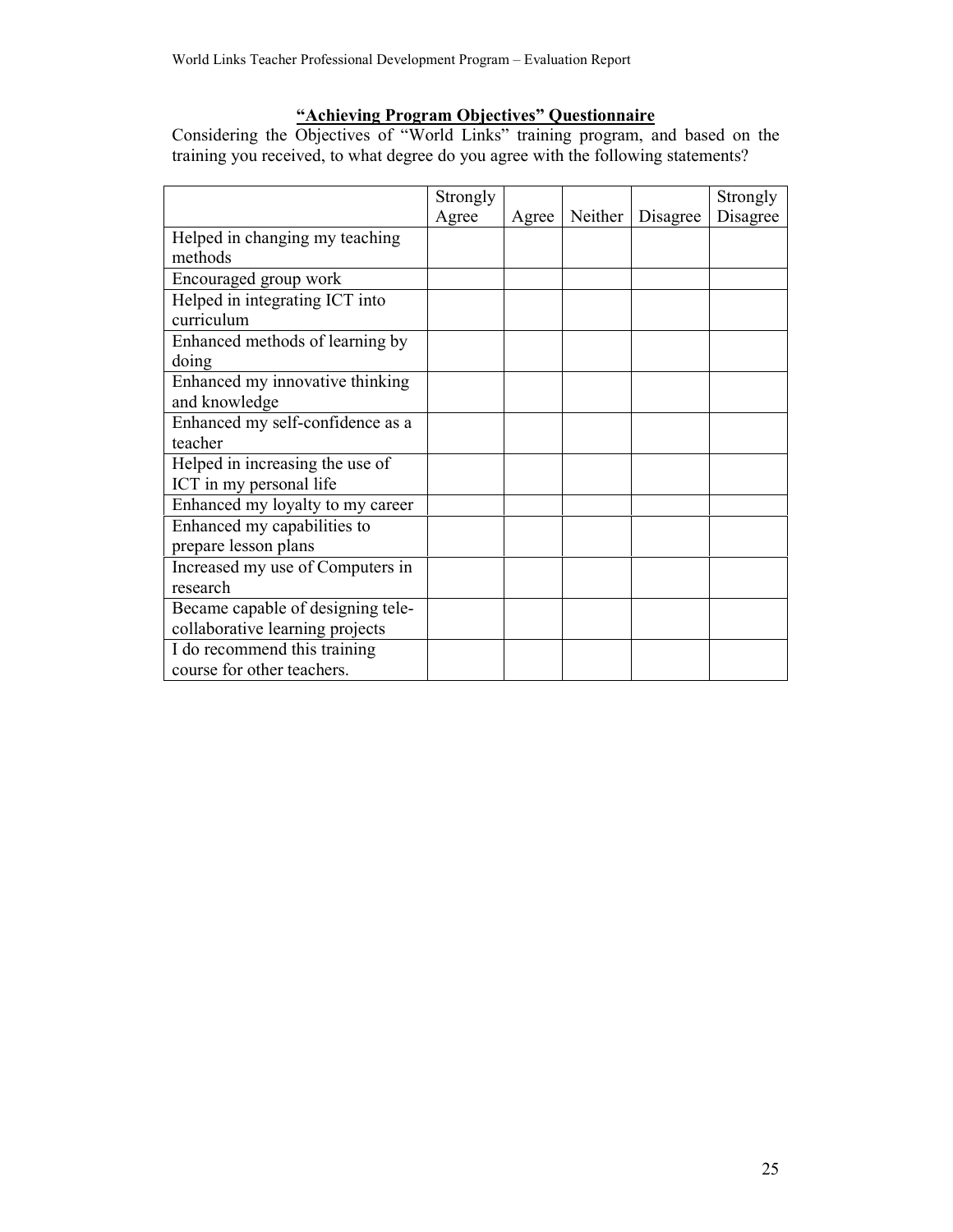## "Achieving Program Objectives" Questionnaire

Considering the Objectives of "World Links" training program, and based on the training you received, to what degree do you agree with the following statements?

| | Strongly Agree | Agree | Neither | Disagree | Strongly Disagree |
|---|---|---|---|---|---|
| Helped in changing my teaching methods | | | | | |
| Encouraged group work | | | | | |
| Helped in integrating ICT into curriculum | | | | | |
| Enhanced methods of learning by doing | | | | | |
| Enhanced my innovative thinking and knowledge | | | | | |
| Enhanced my self-confidence as a teacher | | | | | |
| Helped in increasing the use of ICT in my personal life | | | | | |
| Enhanced my loyalty to my career | | | | | |
| Enhanced my capabilities to prepare lesson plans | | | | | |
| Increased my use of Computers in research | | | | | |
| Became capable of designing tele-collaborative learning projects | | | | | |
| I do recommend this training course for other teachers. | | | | | |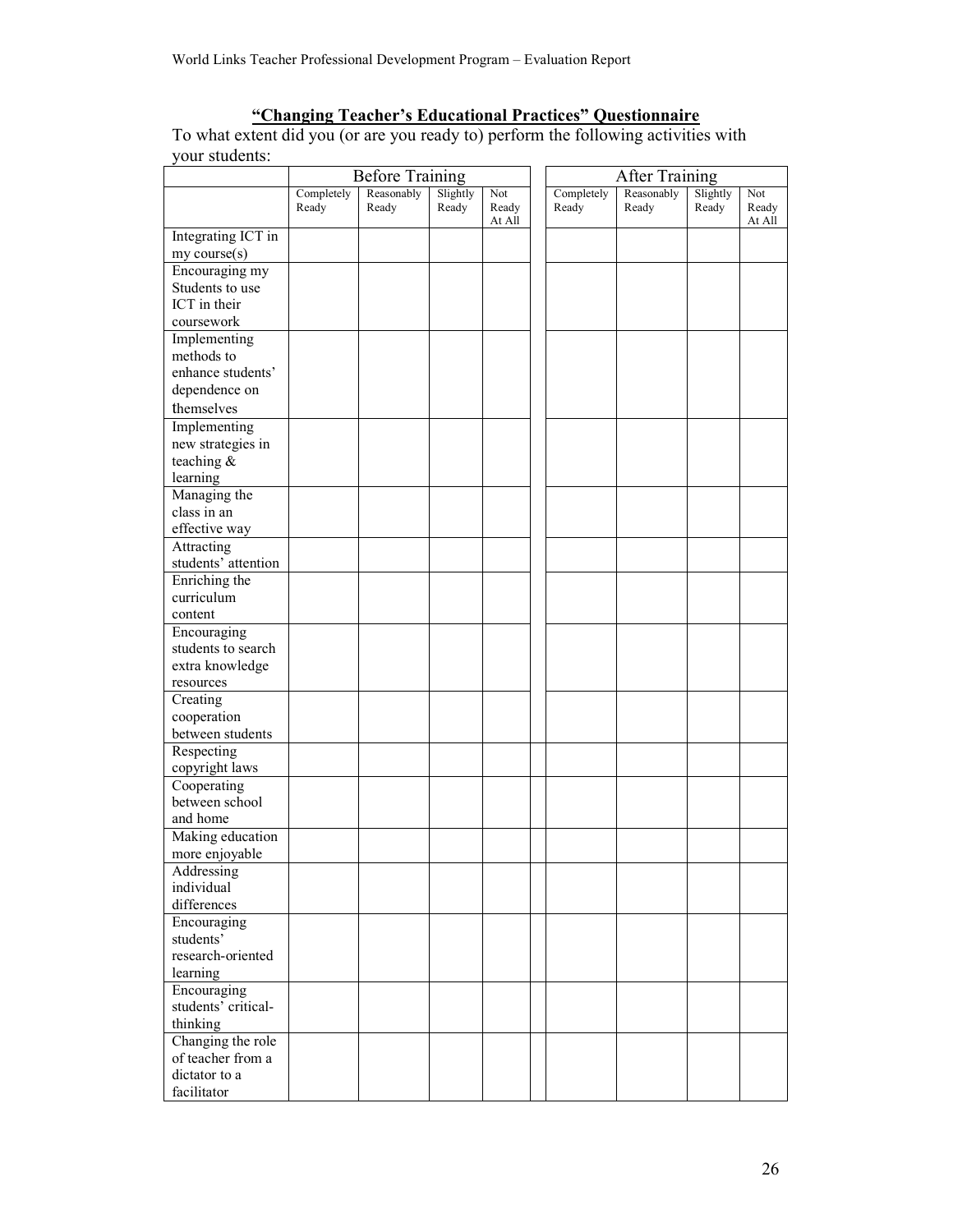**"Changing Teacher's Educational Practices" Questionnaire**

To what extent did you (or are you ready to) perform the following activities with your students:

| | Before Training | | | | | After Training | | | |
|---|---|---|---|---|---|---|---|---|---|
| | Completely Ready | Reasonably Ready | Slightly Ready | Not Ready At All | | Completely Ready | Reasonably Ready | Slightly Ready | Not Ready At All |
| Integrating ICT in my course(s) | | | | | | | | | |
| Encouraging my Students to use ICT in their coursework | | | | | | | | | |
| Implementing methods to enhance students' dependence on themselves | | | | | | | | | |
| Implementing new strategies in teaching & learning | | | | | | | | | |
| Managing the class in an effective way | | | | | | | | | |
| Attracting students' attention | | | | | | | | | |
| Enriching the curriculum content | | | | | | | | | |
| Encouraging students to search extra knowledge resources | | | | | | | | | |
| Creating cooperation between students | | | | | | | | | |
| Respecting copyright laws | | | | | | | | | |
| Cooperating between school and home | | | | | | | | | |
| Making education more enjoyable | | | | | | | | | |
| Addressing individual differences | | | | | | | | | |
| Encouraging students' research-oriented learning | | | | | | | | | |
| Encouraging students' critical-thinking | | | | | | | | | |
| Changing the role of teacher from a dictator to a facilitator | | | | | | | | | |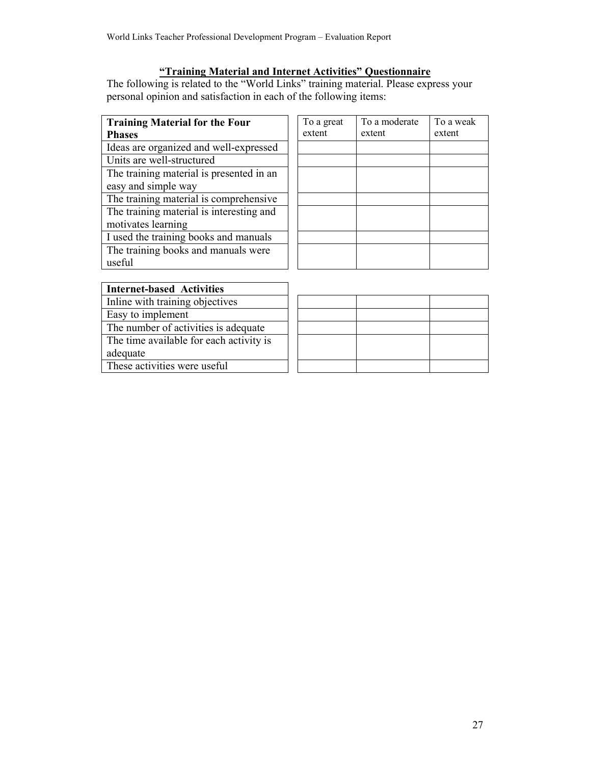## **"Training Material and Internet Activities" Questionnaire**

The following is related to the "World Links" training material. Please express your personal opinion and satisfaction in each of the following items:

| **Training Material for the Four Phases** | To a great extent | To a moderate extent | To a weak extent |
|---|---|---|---|
| Ideas are organized and well-expressed | | | |
| Units are well-structured | | | |
| The training material is presented in an easy and simple way | | | |
| The training material is comprehensive | | | |
| The training material is interesting and motivates learning | | | |
| I used the training books and manuals | | | |
| The training books and manuals were useful | | | |

| **Internet-based Activities** | To a great extent | To a moderate extent | To a weak extent |
|---|---|---|---|
| Inline with training objectives | | | |
| Easy to implement | | | |
| The number of activities is adequate | | | |
| The time available for each activity is adequate | | | |
| These activities were useful | | | |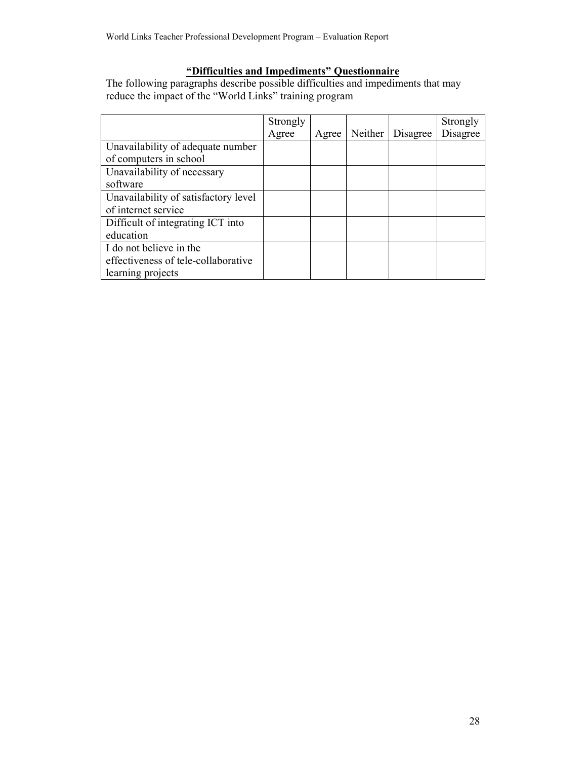## **“Difficulties and Impediments” Questionnaire**

The following paragraphs describe possible difficulties and impediments that may reduce the impact of the “World Links” training program

| | Strongly Agree | Agree | Neither | Disagree | Strongly Disagree |
|---|---|---|---|---|---|
| Unavailability of adequate number of computers in school | | | | | |
| Unavailability of necessary software | | | | | |
| Unavailability of satisfactory level of internet service | | | | | |
| Difficult of integrating ICT into education | | | | | |
| I do not believe in the effectiveness of tele-collaborative learning projects | | | | | |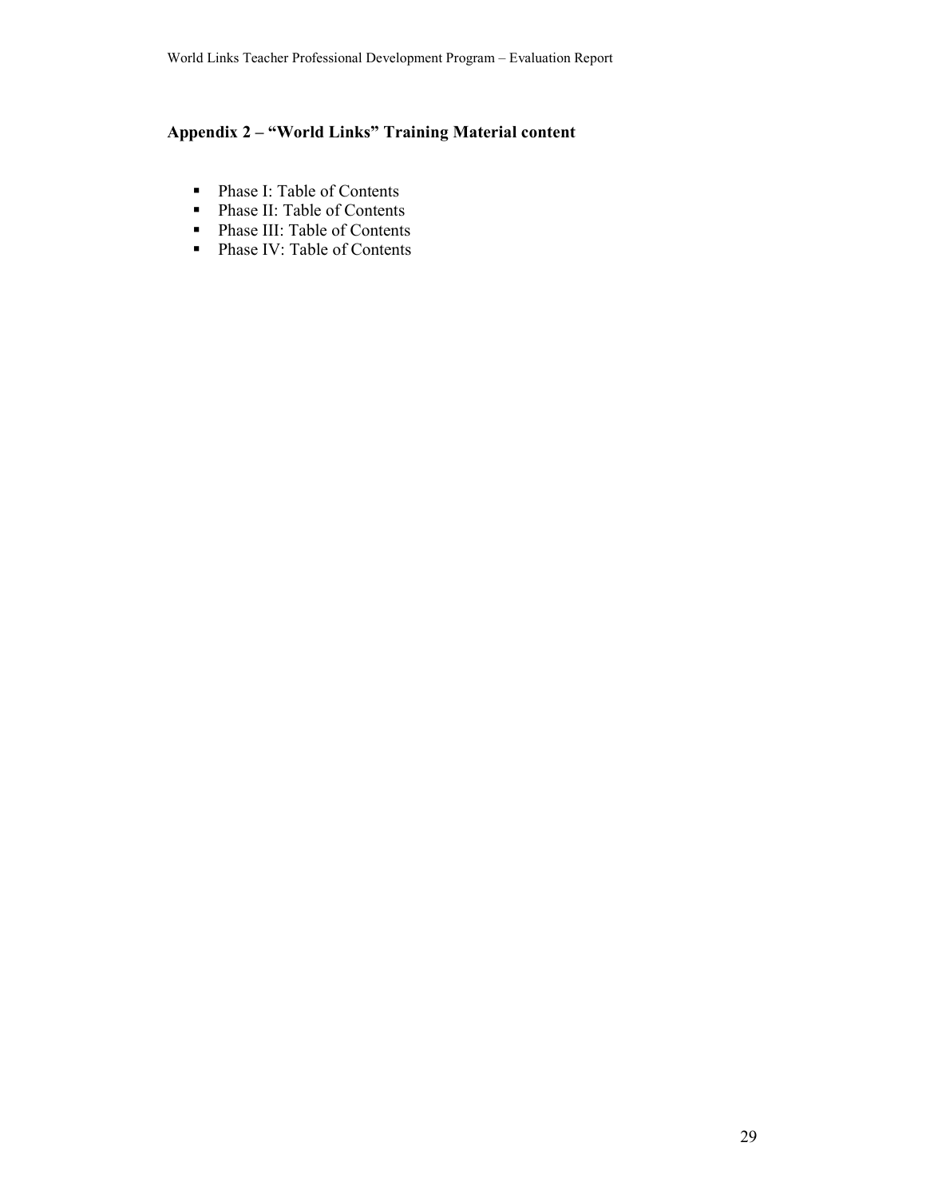## Appendix 2 – "World Links" Training Material content

- Phase I: Table of Contents
- Phase II: Table of Contents
- Phase III: Table of Contents
- Phase IV: Table of Contents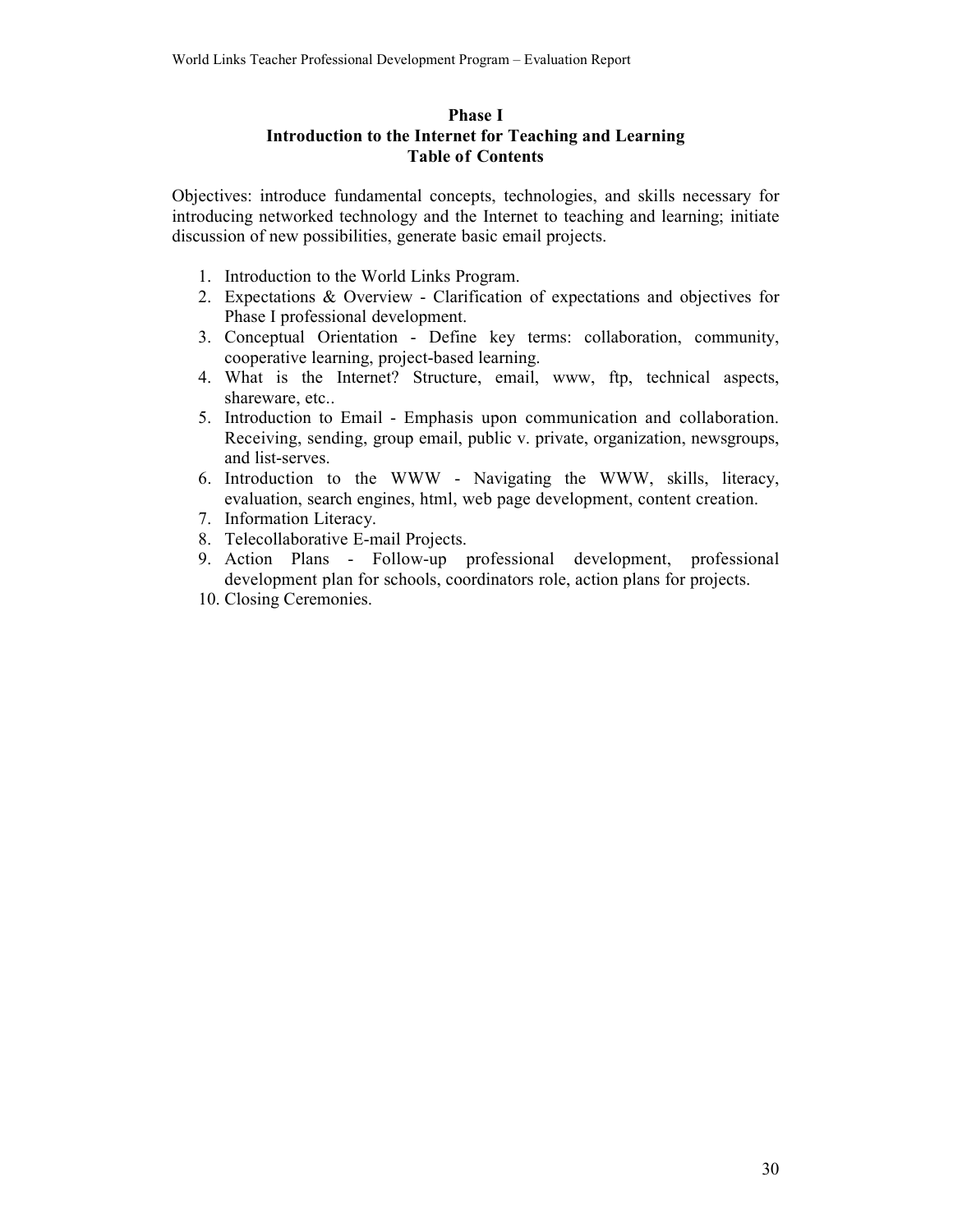## Phase I
## Introduction to the Internet for Teaching and Learning
## Table of Contents

Objectives: introduce fundamental concepts, technologies, and skills necessary for introducing networked technology and the Internet to teaching and learning; initiate discussion of new possibilities, generate basic email projects.

1. Introduction to the World Links Program.
2. Expectations & Overview - Clarification of expectations and objectives for Phase I professional development.
3. Conceptual Orientation - Define key terms: collaboration, community, cooperative learning, project-based learning.
4. What is the Internet? Structure, email, www, ftp, technical aspects, shareware, etc..
5. Introduction to Email - Emphasis upon communication and collaboration. Receiving, sending, group email, public v. private, organization, newsgroups, and list-serves.
6. Introduction to the WWW - Navigating the WWW, skills, literacy, evaluation, search engines, html, web page development, content creation.
7. Information Literacy.
8. Telecollaborative E-mail Projects.
9. Action Plans - Follow-up professional development, professional development plan for schools, coordinators role, action plans for projects.
10. Closing Ceremonies.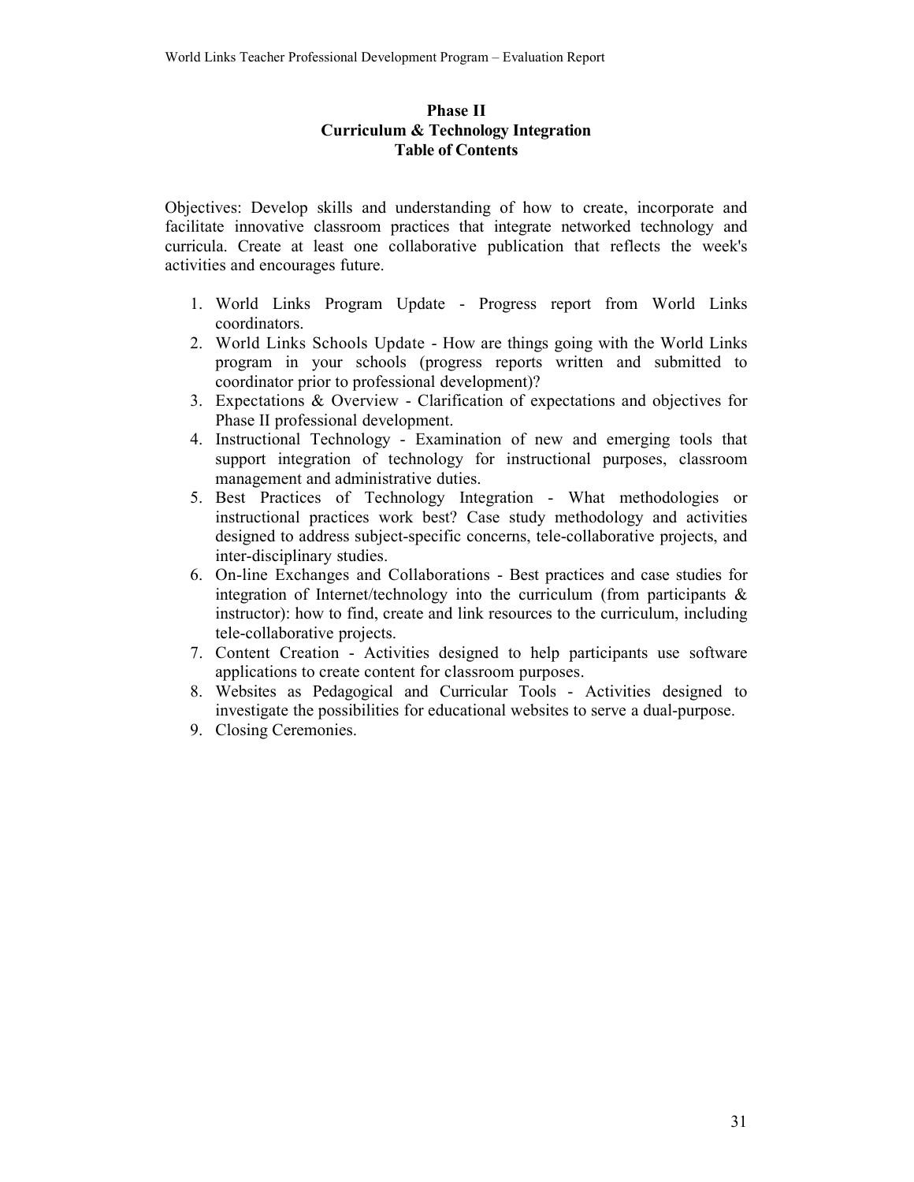## Phase II
## Curriculum & Technology Integration
## Table of Contents

Objectives: Develop skills and understanding of how to create, incorporate and facilitate innovative classroom practices that integrate networked technology and curricula. Create at least one collaborative publication that reflects the week's activities and encourages future.

1. World Links Program Update - Progress report from World Links coordinators.
2. World Links Schools Update - How are things going with the World Links program in your schools (progress reports written and submitted to coordinator prior to professional development)?
3. Expectations & Overview - Clarification of expectations and objectives for Phase II professional development.
4. Instructional Technology - Examination of new and emerging tools that support integration of technology for instructional purposes, classroom management and administrative duties.
5. Best Practices of Technology Integration - What methodologies or instructional practices work best? Case study methodology and activities designed to address subject-specific concerns, tele-collaborative projects, and inter-disciplinary studies.
6. On-line Exchanges and Collaborations - Best practices and case studies for integration of Internet/technology into the curriculum (from participants & instructor): how to find, create and link resources to the curriculum, including tele-collaborative projects.
7. Content Creation - Activities designed to help participants use software applications to create content for classroom purposes.
8. Websites as Pedagogical and Curricular Tools - Activities designed to investigate the possibilities for educational websites to serve a dual-purpose.
9. Closing Ceremonies.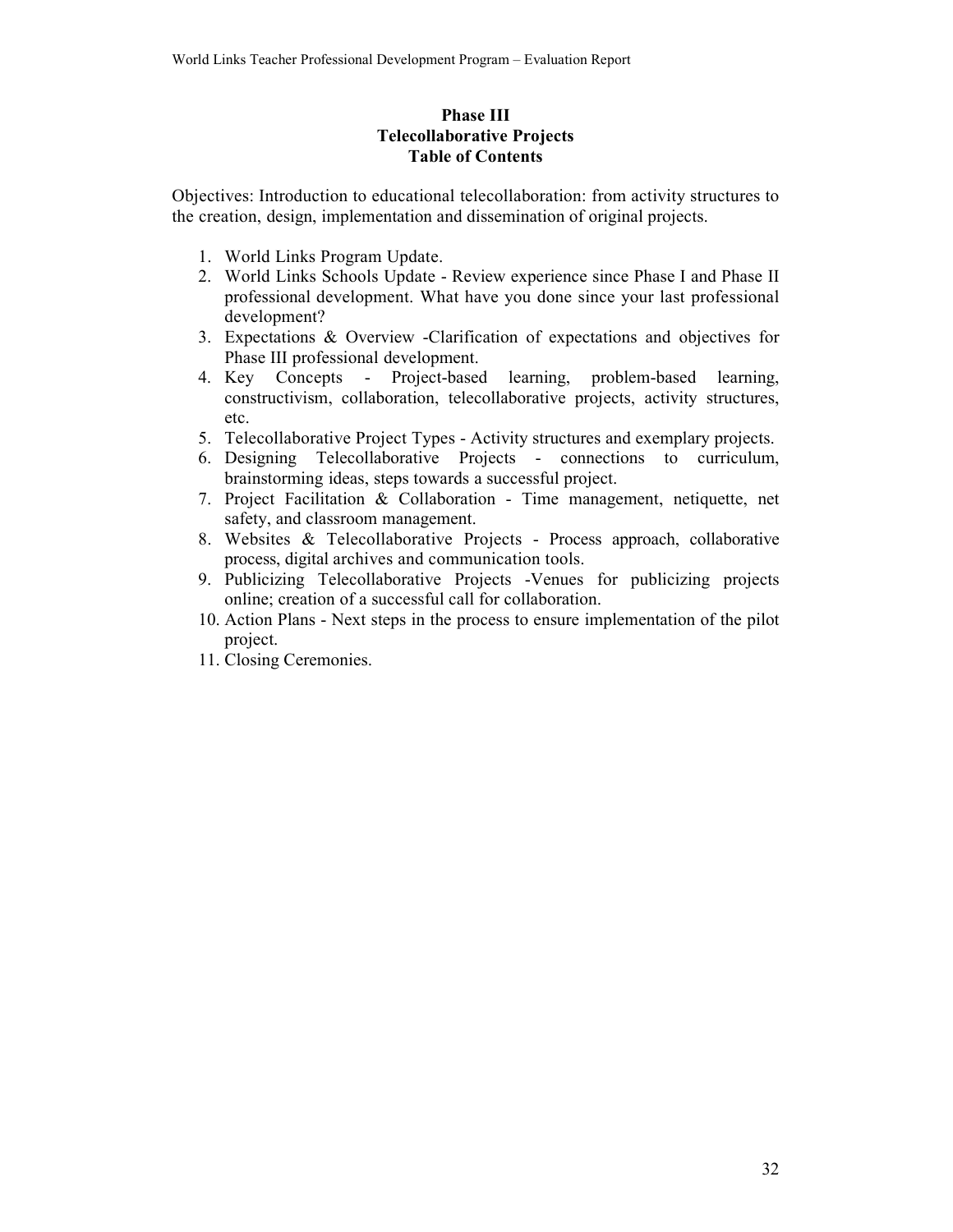## Phase III
## Telecollaborative Projects
## Table of Contents

Objectives: Introduction to educational telecollaboration: from activity structures to the creation, design, implementation and dissemination of original projects.

1. World Links Program Update.
2. World Links Schools Update - Review experience since Phase I and Phase II professional development. What have you done since your last professional development?
3. Expectations & Overview -Clarification of expectations and objectives for Phase III professional development.
4. Key Concepts - Project-based learning, problem-based learning, constructivism, collaboration, telecollaborative projects, activity structures, etc.
5. Telecollaborative Project Types - Activity structures and exemplary projects.
6. Designing Telecollaborative Projects - connections to curriculum, brainstorming ideas, steps towards a successful project.
7. Project Facilitation & Collaboration - Time management, netiquette, net safety, and classroom management.
8. Websites & Telecollaborative Projects - Process approach, collaborative process, digital archives and communication tools.
9. Publicizing Telecollaborative Projects -Venues for publicizing projects online; creation of a successful call for collaboration.
10. Action Plans - Next steps in the process to ensure implementation of the pilot project.
11. Closing Ceremonies.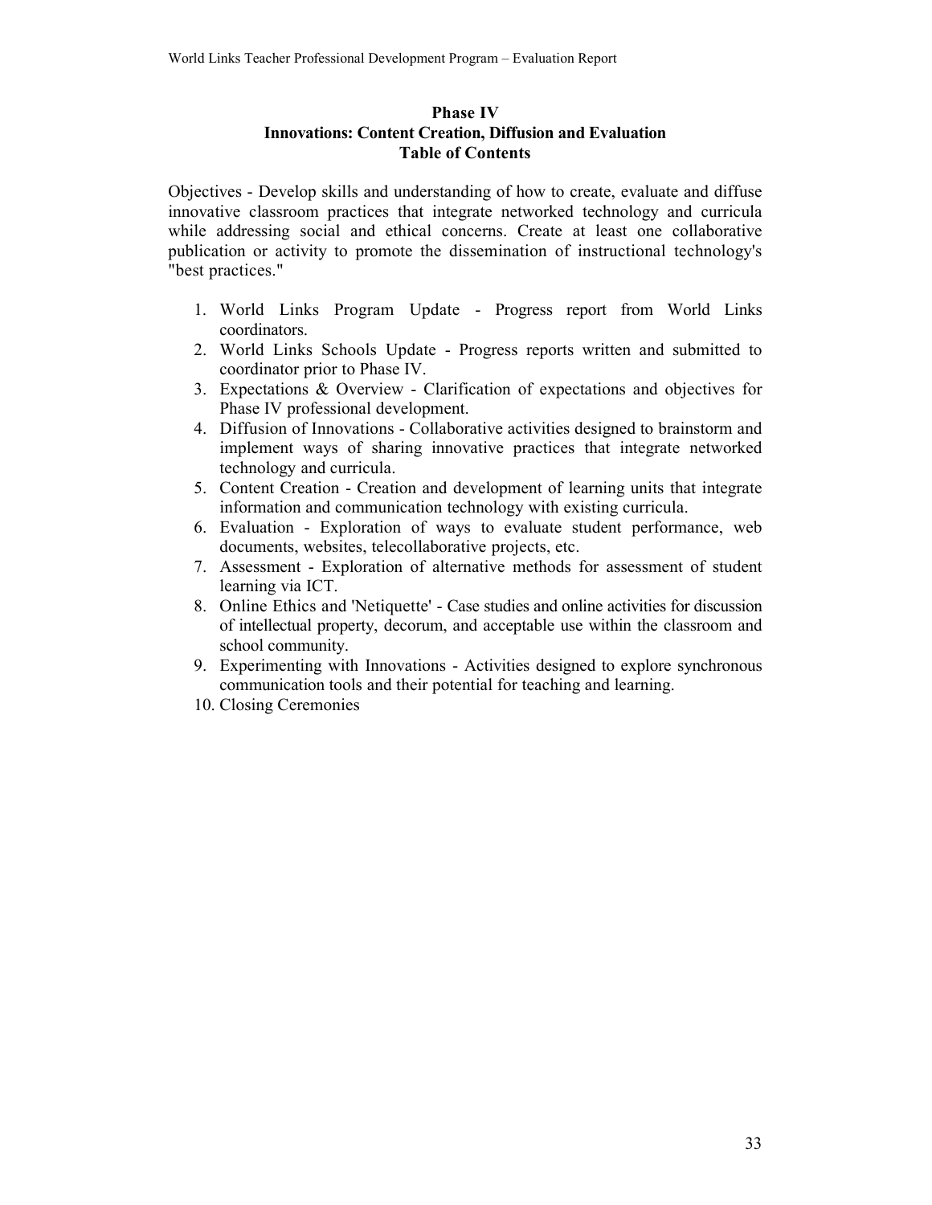## Phase IV
## Innovations: Content Creation, Diffusion and Evaluation
## Table of Contents

Objectives - Develop skills and understanding of how to create, evaluate and diffuse innovative classroom practices that integrate networked technology and curricula while addressing social and ethical concerns. Create at least one collaborative publication or activity to promote the dissemination of instructional technology's "best practices."

1. World Links Program Update - Progress report from World Links coordinators.
2. World Links Schools Update - Progress reports written and submitted to coordinator prior to Phase IV.
3. Expectations & Overview - Clarification of expectations and objectives for Phase IV professional development.
4. Diffusion of Innovations - Collaborative activities designed to brainstorm and implement ways of sharing innovative practices that integrate networked technology and curricula.
5. Content Creation - Creation and development of learning units that integrate information and communication technology with existing curricula.
6. Evaluation - Exploration of ways to evaluate student performance, web documents, websites, telecollaborative projects, etc.
7. Assessment - Exploration of alternative methods for assessment of student learning via ICT.
8. Online Ethics and 'Netiquette' - Case studies and online activities for discussion of intellectual property, decorum, and acceptable use within the classroom and school community.
9. Experimenting with Innovations - Activities designed to explore synchronous communication tools and their potential for teaching and learning.
10. Closing Ceremonies